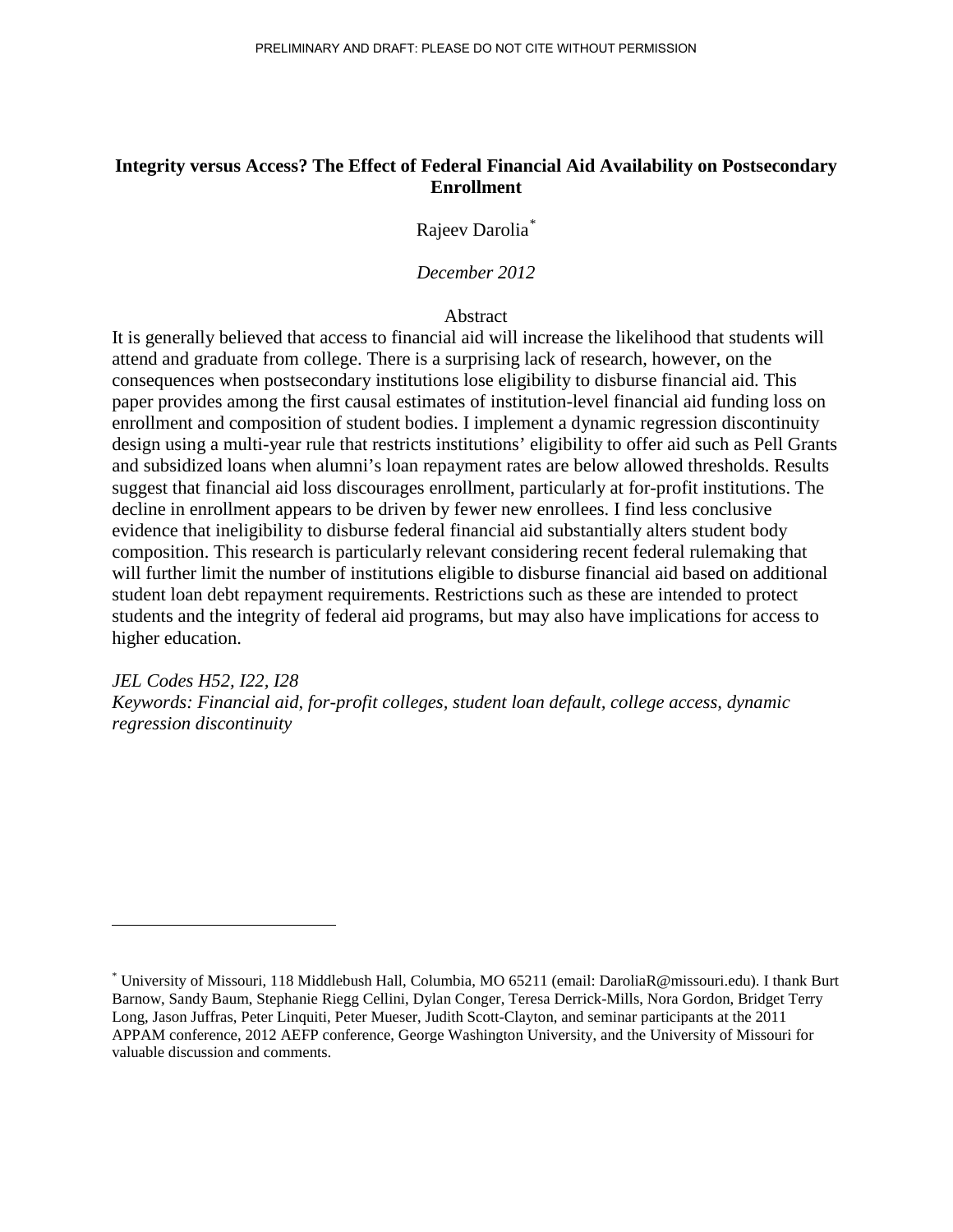PRELIMINARY AND DRAFT: PLEASE DO NOT CITE WITHOUT PERMISSION

# Integrity versus Access? The Effect of Federal Financial Aid Availability on Postsecondary Enrollment

Rajeev Darolia[*]

*December 2012*

## Abstract

It is generally believed that access to financial aid will increase the likelihood that students will attend and graduate from college. There is a surprising lack of research, however, on the consequences when postsecondary institutions lose eligibility to disburse financial aid. This paper provides among the first causal estimates of institution-level financial aid funding loss on enrollment and composition of student bodies. I implement a dynamic regression discontinuity design using a multi-year rule that restricts institutions' eligibility to offer aid such as Pell Grants and subsidized loans when alumni's loan repayment rates are below allowed thresholds. Results suggest that financial aid loss discourages enrollment, particularly at for-profit institutions. The decline in enrollment appears to be driven by fewer new enrollees. I find less conclusive evidence that ineligibility to disburse federal financial aid substantially alters student body composition. This research is particularly relevant considering recent federal rulemaking that will further limit the number of institutions eligible to disburse financial aid based on additional student loan debt repayment requirements. Restrictions such as these are intended to protect students and the integrity of federal aid programs, but may also have implications for access to higher education.

*JEL Codes H52, I22, I28*

*Keywords: Financial aid, for-profit colleges, student loan default, college access, dynamic regression discontinuity*

---

[*] University of Missouri, 118 Middlebush Hall, Columbia, MO 65211 (email: DaroliaR@missouri.edu). I thank Burt Barnow, Sandy Baum, Stephanie Riegg Cellini, Dylan Conger, Teresa Derrick-Mills, Nora Gordon, Bridget Terry Long, Jason Juffras, Peter Linquiti, Peter Mueser, Judith Scott-Clayton, and seminar participants at the 2011 APPAM conference, 2012 AEFP conference, George Washington University, and the University of Missouri for valuable discussion and comments.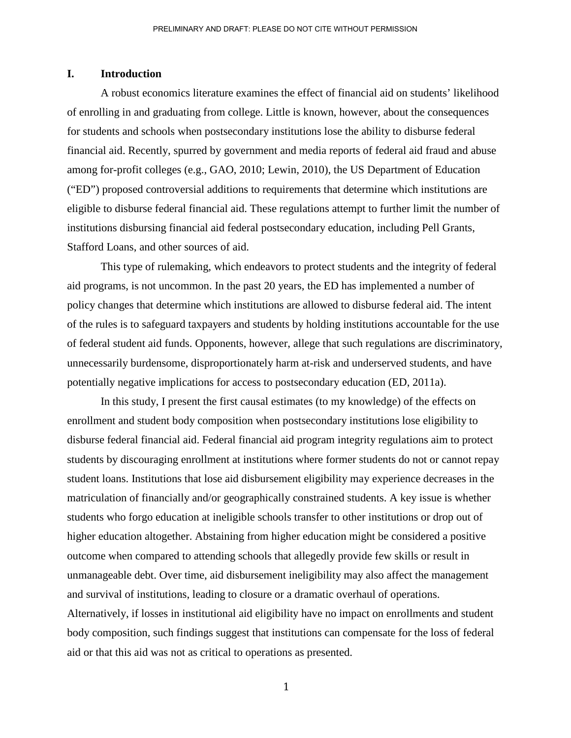## I. Introduction

A robust economics literature examines the effect of financial aid on students' likelihood of enrolling in and graduating from college. Little is known, however, about the consequences for students and schools when postsecondary institutions lose the ability to disburse federal financial aid. Recently, spurred by government and media reports of federal aid fraud and abuse among for-profit colleges (e.g., GAO, 2010; Lewin, 2010), the US Department of Education ("ED") proposed controversial additions to requirements that determine which institutions are eligible to disburse federal financial aid. These regulations attempt to further limit the number of institutions disbursing financial aid federal postsecondary education, including Pell Grants, Stafford Loans, and other sources of aid.

This type of rulemaking, which endeavors to protect students and the integrity of federal aid programs, is not uncommon. In the past 20 years, the ED has implemented a number of policy changes that determine which institutions are allowed to disburse federal aid. The intent of the rules is to safeguard taxpayers and students by holding institutions accountable for the use of federal student aid funds. Opponents, however, allege that such regulations are discriminatory, unnecessarily burdensome, disproportionately harm at-risk and underserved students, and have potentially negative implications for access to postsecondary education (ED, 2011a).

In this study, I present the first causal estimates (to my knowledge) of the effects on enrollment and student body composition when postsecondary institutions lose eligibility to disburse federal financial aid. Federal financial aid program integrity regulations aim to protect students by discouraging enrollment at institutions where former students do not or cannot repay student loans. Institutions that lose aid disbursement eligibility may experience decreases in the matriculation of financially and/or geographically constrained students. A key issue is whether students who forgo education at ineligible schools transfer to other institutions or drop out of higher education altogether. Abstaining from higher education might be considered a positive outcome when compared to attending schools that allegedly provide few skills or result in unmanageable debt. Over time, aid disbursement ineligibility may also affect the management and survival of institutions, leading to closure or a dramatic overhaul of operations. Alternatively, if losses in institutional aid eligibility have no impact on enrollments and student body composition, such findings suggest that institutions can compensate for the loss of federal aid or that this aid was not as critical to operations as presented.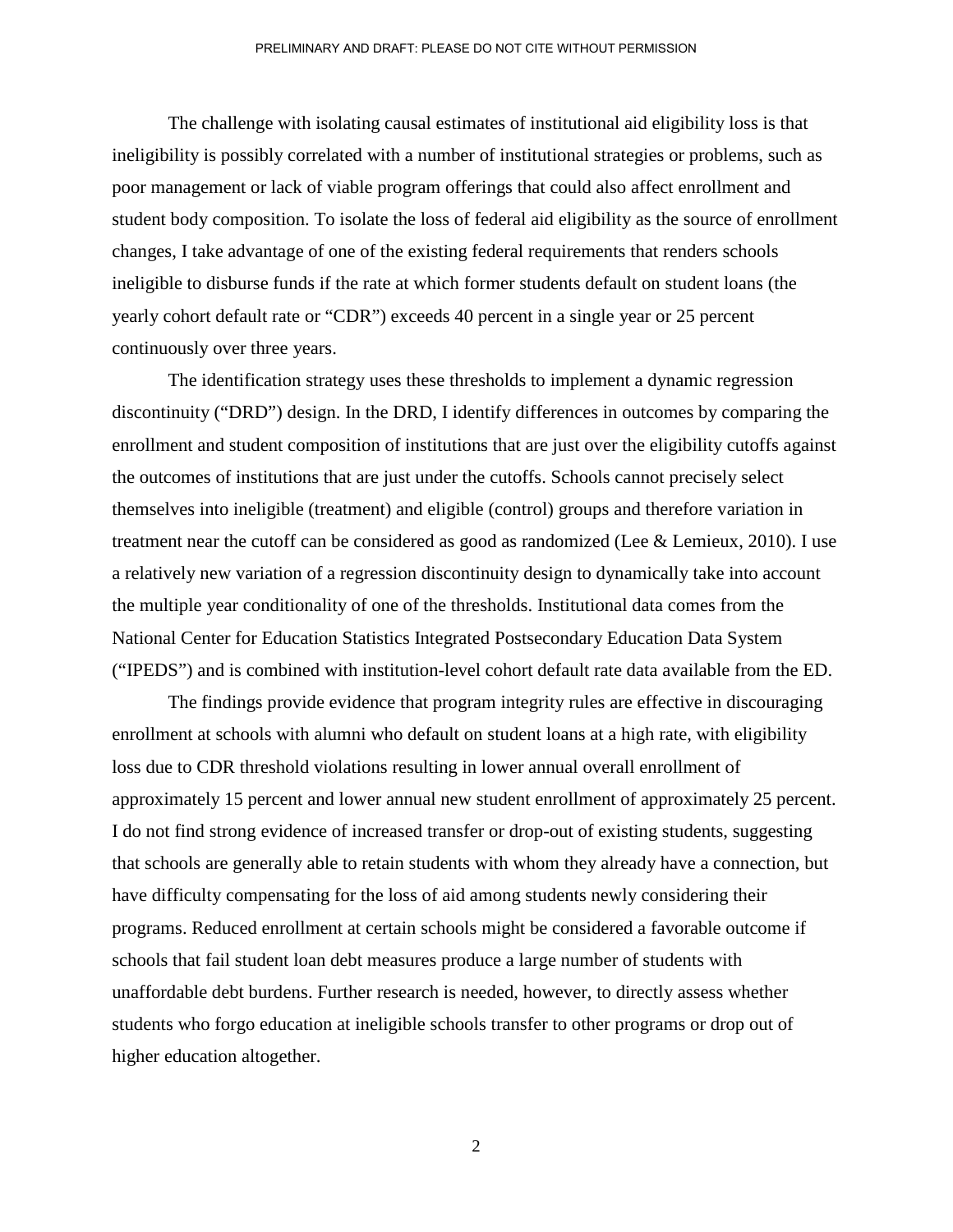The challenge with isolating causal estimates of institutional aid eligibility loss is that ineligibility is possibly correlated with a number of institutional strategies or problems, such as poor management or lack of viable program offerings that could also affect enrollment and student body composition. To isolate the loss of federal aid eligibility as the source of enrollment changes, I take advantage of one of the existing federal requirements that renders schools ineligible to disburse funds if the rate at which former students default on student loans (the yearly cohort default rate or "CDR") exceeds 40 percent in a single year or 25 percent continuously over three years.

The identification strategy uses these thresholds to implement a dynamic regression discontinuity ("DRD") design. In the DRD, I identify differences in outcomes by comparing the enrollment and student composition of institutions that are just over the eligibility cutoffs against the outcomes of institutions that are just under the cutoffs. Schools cannot precisely select themselves into ineligible (treatment) and eligible (control) groups and therefore variation in treatment near the cutoff can be considered as good as randomized (Lee & Lemieux, 2010). I use a relatively new variation of a regression discontinuity design to dynamically take into account the multiple year conditionality of one of the thresholds. Institutional data comes from the National Center for Education Statistics Integrated Postsecondary Education Data System ("IPEDS") and is combined with institution-level cohort default rate data available from the ED.

The findings provide evidence that program integrity rules are effective in discouraging enrollment at schools with alumni who default on student loans at a high rate, with eligibility loss due to CDR threshold violations resulting in lower annual overall enrollment of approximately 15 percent and lower annual new student enrollment of approximately 25 percent. I do not find strong evidence of increased transfer or drop-out of existing students, suggesting that schools are generally able to retain students with whom they already have a connection, but have difficulty compensating for the loss of aid among students newly considering their programs. Reduced enrollment at certain schools might be considered a favorable outcome if schools that fail student loan debt measures produce a large number of students with unaffordable debt burdens. Further research is needed, however, to directly assess whether students who forgo education at ineligible schools transfer to other programs or drop out of higher education altogether.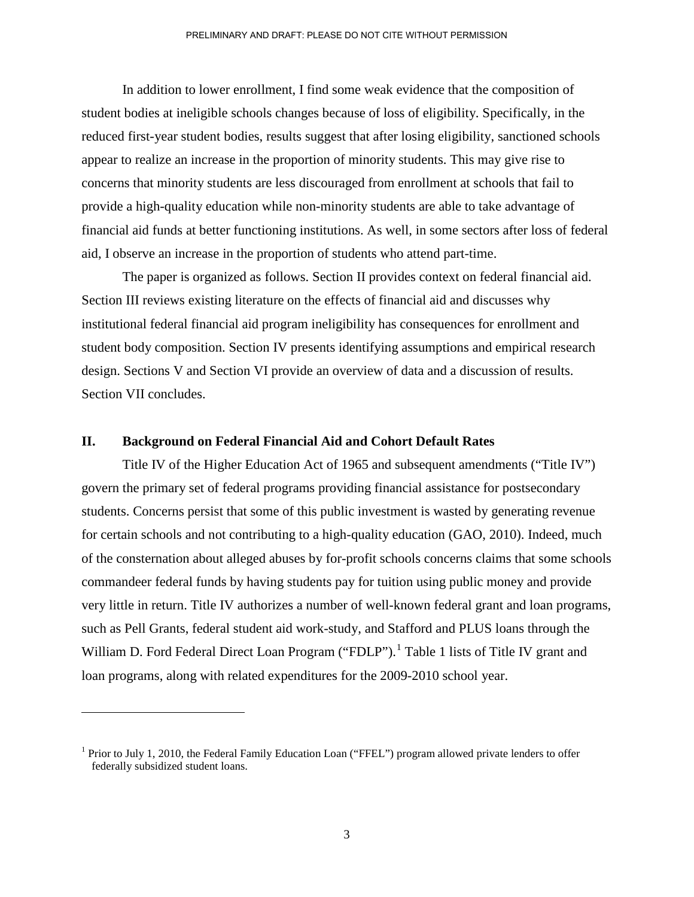In addition to lower enrollment, I find some weak evidence that the composition of student bodies at ineligible schools changes because of loss of eligibility. Specifically, in the reduced first-year student bodies, results suggest that after losing eligibility, sanctioned schools appear to realize an increase in the proportion of minority students. This may give rise to concerns that minority students are less discouraged from enrollment at schools that fail to provide a high-quality education while non-minority students are able to take advantage of financial aid funds at better functioning institutions. As well, in some sectors after loss of federal aid, I observe an increase in the proportion of students who attend part-time.

The paper is organized as follows. Section II provides context on federal financial aid. Section III reviews existing literature on the effects of financial aid and discusses why institutional federal financial aid program ineligibility has consequences for enrollment and student body composition. Section IV presents identifying assumptions and empirical research design. Sections V and Section VI provide an overview of data and a discussion of results. Section VII concludes.

## II. Background on Federal Financial Aid and Cohort Default Rates

Title IV of the Higher Education Act of 1965 and subsequent amendments ("Title IV") govern the primary set of federal programs providing financial assistance for postsecondary students. Concerns persist that some of this public investment is wasted by generating revenue for certain schools and not contributing to a high-quality education (GAO, 2010). Indeed, much of the consternation about alleged abuses by for-profit schools concerns claims that some schools commandeer federal funds by having students pay for tuition using public money and provide very little in return. Title IV authorizes a number of well-known federal grant and loan programs, such as Pell Grants, federal student aid work-study, and Stafford and PLUS loans through the William D. Ford Federal Direct Loan Program ("FDLP").[1] Table 1 lists of Title IV grant and loan programs, along with related expenditures for the 2009-2010 school year.

[1] Prior to July 1, 2010, the Federal Family Education Loan ("FFEL") program allowed private lenders to offer federally subsidized student loans.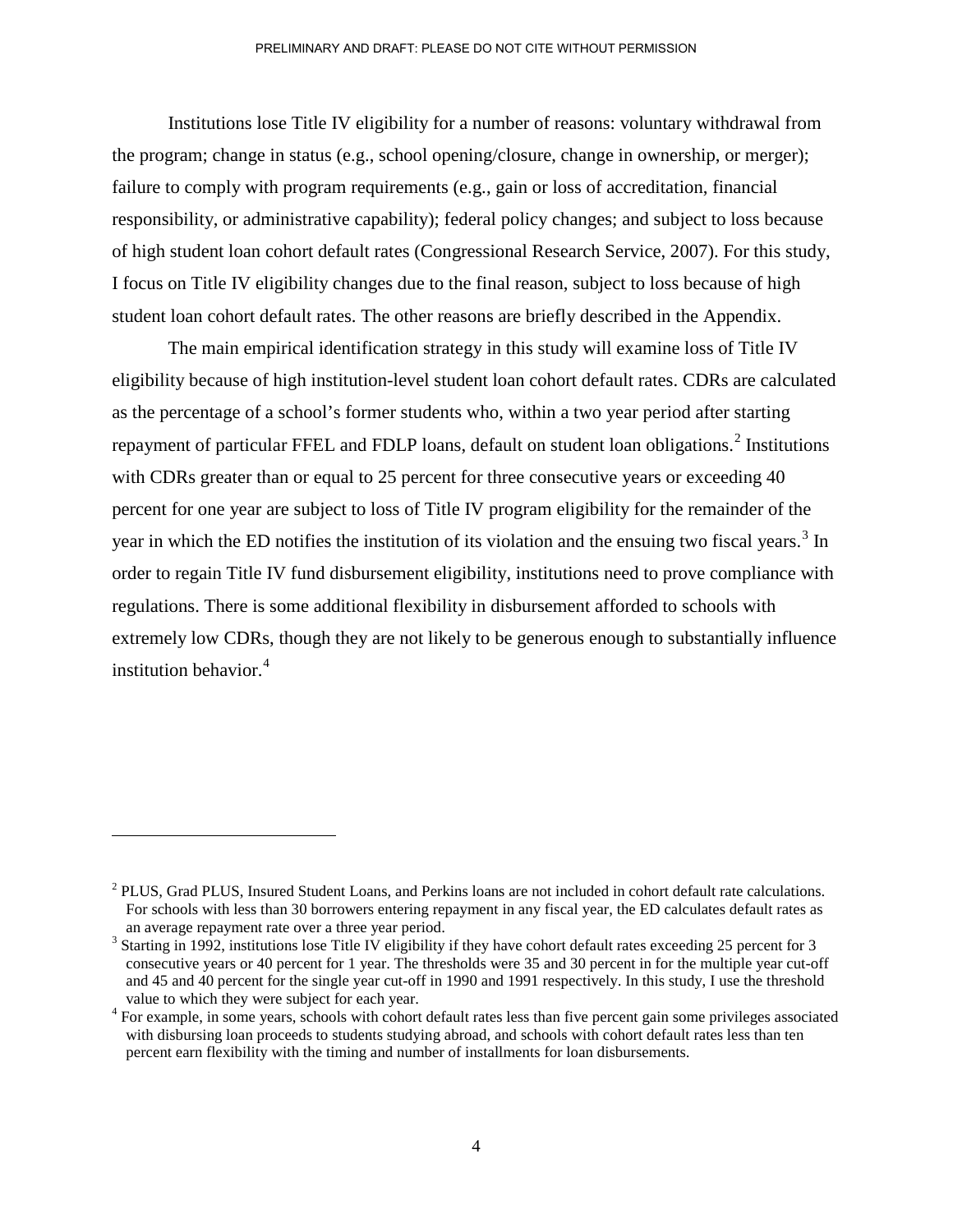Institutions lose Title IV eligibility for a number of reasons: voluntary withdrawal from the program; change in status (e.g., school opening/closure, change in ownership, or merger); failure to comply with program requirements (e.g., gain or loss of accreditation, financial responsibility, or administrative capability); federal policy changes; and subject to loss because of high student loan cohort default rates (Congressional Research Service, 2007). For this study, I focus on Title IV eligibility changes due to the final reason, subject to loss because of high student loan cohort default rates. The other reasons are briefly described in the Appendix.

The main empirical identification strategy in this study will examine loss of Title IV eligibility because of high institution-level student loan cohort default rates. CDRs are calculated as the percentage of a school's former students who, within a two year period after starting repayment of particular FFEL and FDLP loans, default on student loan obligations.[2] Institutions with CDRs greater than or equal to 25 percent for three consecutive years or exceeding 40 percent for one year are subject to loss of Title IV program eligibility for the remainder of the year in which the ED notifies the institution of its violation and the ensuing two fiscal years.[3] In order to regain Title IV fund disbursement eligibility, institutions need to prove compliance with regulations. There is some additional flexibility in disbursement afforded to schools with extremely low CDRs, though they are not likely to be generous enough to substantially influence institution behavior.[4]

---

[2] PLUS, Grad PLUS, Insured Student Loans, and Perkins loans are not included in cohort default rate calculations. For schools with less than 30 borrowers entering repayment in any fiscal year, the ED calculates default rates as an average repayment rate over a three year period.

[3] Starting in 1992, institutions lose Title IV eligibility if they have cohort default rates exceeding 25 percent for 3 consecutive years or 40 percent for 1 year. The thresholds were 35 and 30 percent in for the multiple year cut-off and 45 and 40 percent for the single year cut-off in 1990 and 1991 respectively. In this study, I use the threshold value to which they were subject for each year.

[4] For example, in some years, schools with cohort default rates less than five percent gain some privileges associated with disbursing loan proceeds to students studying abroad, and schools with cohort default rates less than ten percent earn flexibility with the timing and number of installments for loan disbursements.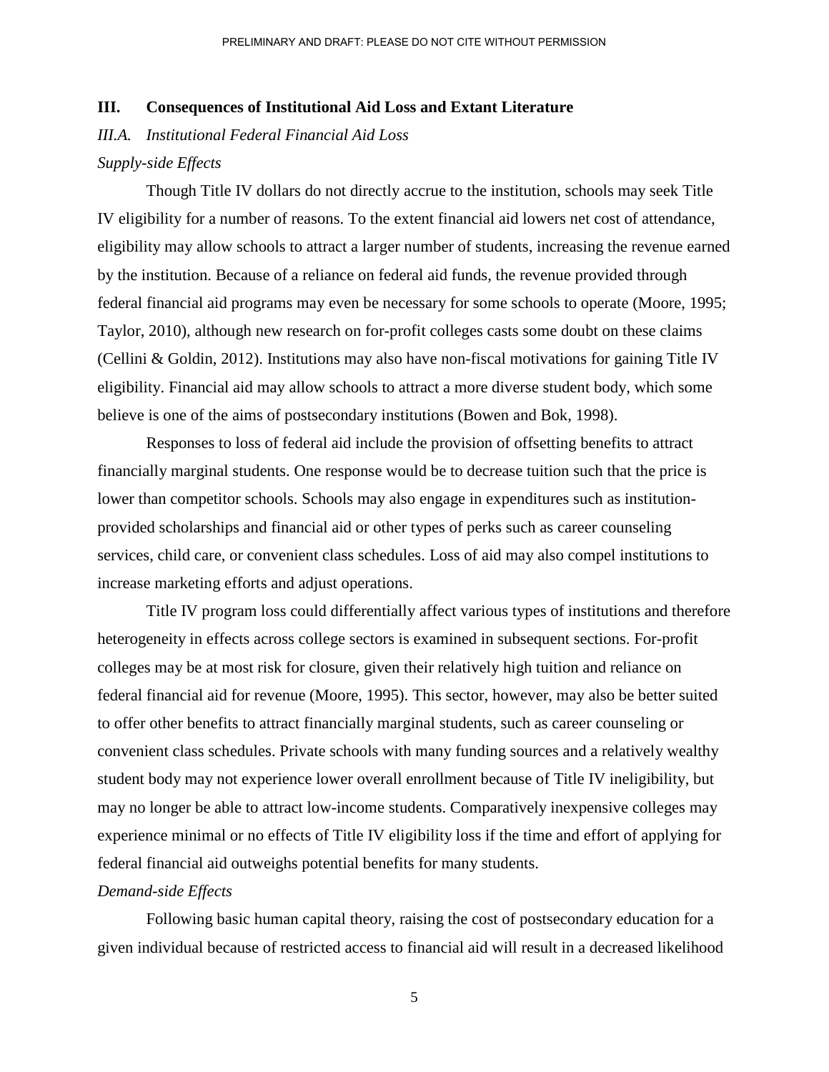## III. Consequences of Institutional Aid Loss and Extant Literature

### *III.A. Institutional Federal Financial Aid Loss*

#### *Supply-side Effects*

Though Title IV dollars do not directly accrue to the institution, schools may seek Title IV eligibility for a number of reasons. To the extent financial aid lowers net cost of attendance, eligibility may allow schools to attract a larger number of students, increasing the revenue earned by the institution. Because of a reliance on federal aid funds, the revenue provided through federal financial aid programs may even be necessary for some schools to operate (Moore, 1995; Taylor, 2010), although new research on for-profit colleges casts some doubt on these claims (Cellini & Goldin, 2012). Institutions may also have non-fiscal motivations for gaining Title IV eligibility. Financial aid may allow schools to attract a more diverse student body, which some believe is one of the aims of postsecondary institutions (Bowen and Bok, 1998).

Responses to loss of federal aid include the provision of offsetting benefits to attract financially marginal students. One response would be to decrease tuition such that the price is lower than competitor schools. Schools may also engage in expenditures such as institution-provided scholarships and financial aid or other types of perks such as career counseling services, child care, or convenient class schedules. Loss of aid may also compel institutions to increase marketing efforts and adjust operations.

Title IV program loss could differentially affect various types of institutions and therefore heterogeneity in effects across college sectors is examined in subsequent sections. For-profit colleges may be at most risk for closure, given their relatively high tuition and reliance on federal financial aid for revenue (Moore, 1995). This sector, however, may also be better suited to offer other benefits to attract financially marginal students, such as career counseling or convenient class schedules. Private schools with many funding sources and a relatively wealthy student body may not experience lower overall enrollment because of Title IV ineligibility, but may no longer be able to attract low-income students. Comparatively inexpensive colleges may experience minimal or no effects of Title IV eligibility loss if the time and effort of applying for federal financial aid outweighs potential benefits for many students.

#### *Demand-side Effects*

Following basic human capital theory, raising the cost of postsecondary education for a given individual because of restricted access to financial aid will result in a decreased likelihood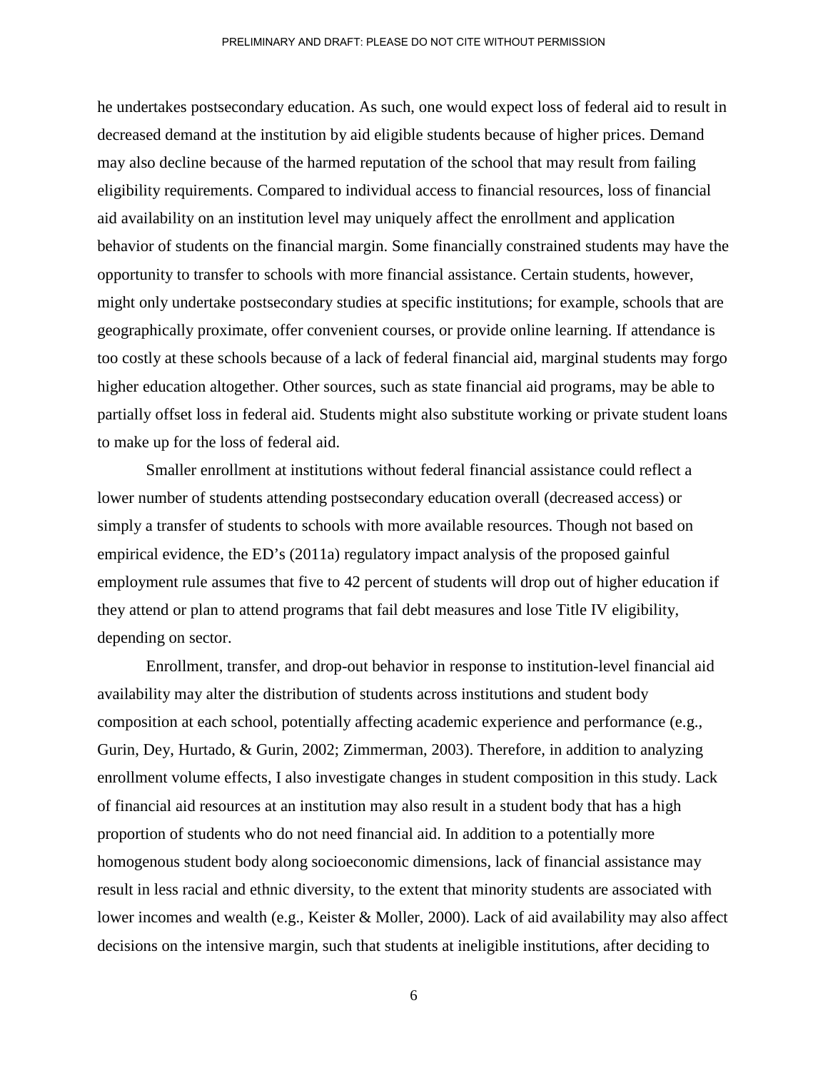he undertakes postsecondary education. As such, one would expect loss of federal aid to result in decreased demand at the institution by aid eligible students because of higher prices. Demand may also decline because of the harmed reputation of the school that may result from failing eligibility requirements. Compared to individual access to financial resources, loss of financial aid availability on an institution level may uniquely affect the enrollment and application behavior of students on the financial margin. Some financially constrained students may have the opportunity to transfer to schools with more financial assistance. Certain students, however, might only undertake postsecondary studies at specific institutions; for example, schools that are geographically proximate, offer convenient courses, or provide online learning. If attendance is too costly at these schools because of a lack of federal financial aid, marginal students may forgo higher education altogether. Other sources, such as state financial aid programs, may be able to partially offset loss in federal aid. Students might also substitute working or private student loans to make up for the loss of federal aid.

Smaller enrollment at institutions without federal financial assistance could reflect a lower number of students attending postsecondary education overall (decreased access) or simply a transfer of students to schools with more available resources. Though not based on empirical evidence, the ED's (2011a) regulatory impact analysis of the proposed gainful employment rule assumes that five to 42 percent of students will drop out of higher education if they attend or plan to attend programs that fail debt measures and lose Title IV eligibility, depending on sector.

Enrollment, transfer, and drop-out behavior in response to institution-level financial aid availability may alter the distribution of students across institutions and student body composition at each school, potentially affecting academic experience and performance (e.g., Gurin, Dey, Hurtado, & Gurin, 2002; Zimmerman, 2003). Therefore, in addition to analyzing enrollment volume effects, I also investigate changes in student composition in this study. Lack of financial aid resources at an institution may also result in a student body that has a high proportion of students who do not need financial aid. In addition to a potentially more homogenous student body along socioeconomic dimensions, lack of financial assistance may result in less racial and ethnic diversity, to the extent that minority students are associated with lower incomes and wealth (e.g., Keister & Moller, 2000). Lack of aid availability may also affect decisions on the intensive margin, such that students at ineligible institutions, after deciding to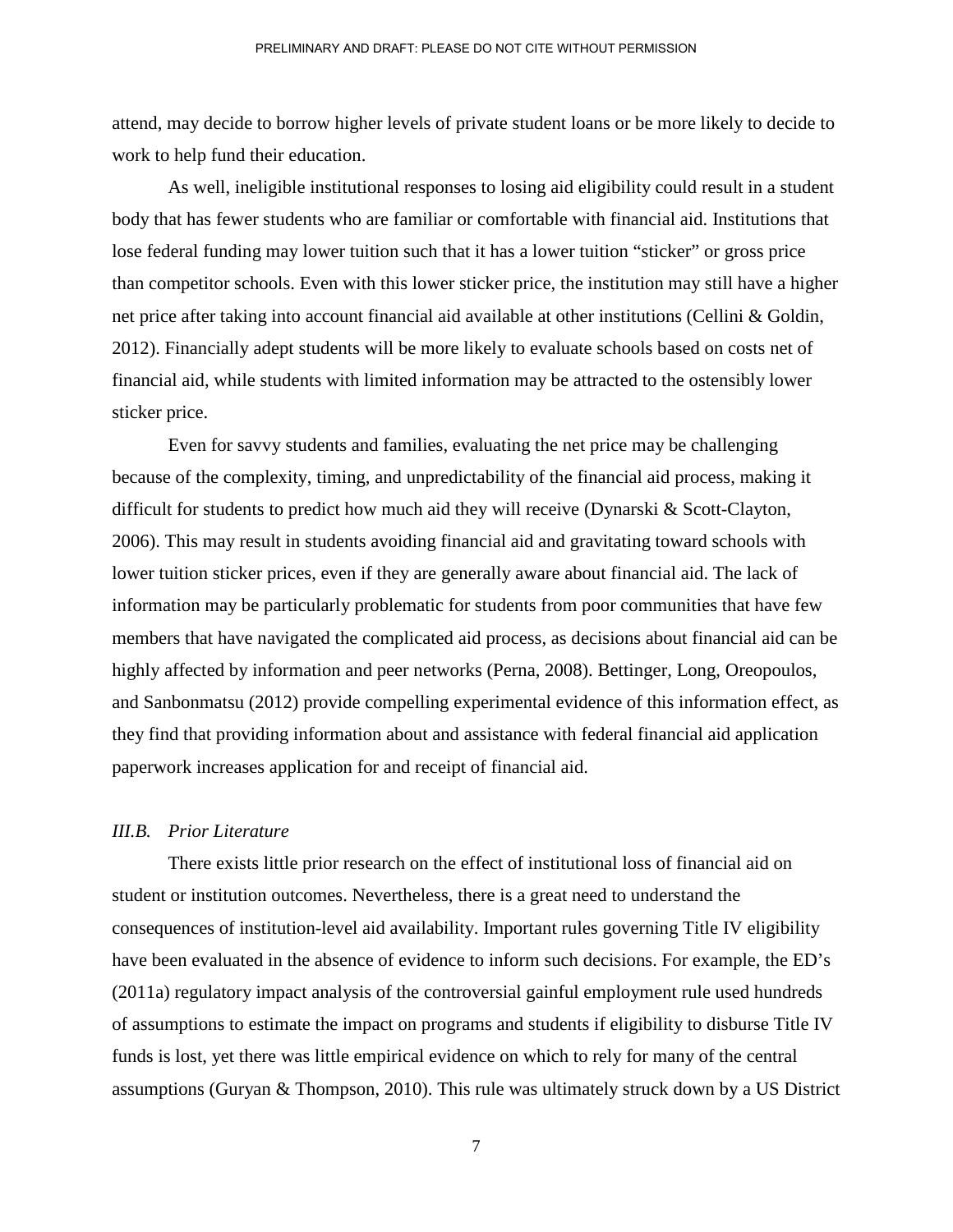attend, may decide to borrow higher levels of private student loans or be more likely to decide to work to help fund their education.

As well, ineligible institutional responses to losing aid eligibility could result in a student body that has fewer students who are familiar or comfortable with financial aid. Institutions that lose federal funding may lower tuition such that it has a lower tuition "sticker" or gross price than competitor schools. Even with this lower sticker price, the institution may still have a higher net price after taking into account financial aid available at other institutions (Cellini & Goldin, 2012). Financially adept students will be more likely to evaluate schools based on costs net of financial aid, while students with limited information may be attracted to the ostensibly lower sticker price.

Even for savvy students and families, evaluating the net price may be challenging because of the complexity, timing, and unpredictability of the financial aid process, making it difficult for students to predict how much aid they will receive (Dynarski & Scott-Clayton, 2006). This may result in students avoiding financial aid and gravitating toward schools with lower tuition sticker prices, even if they are generally aware about financial aid. The lack of information may be particularly problematic for students from poor communities that have few members that have navigated the complicated aid process, as decisions about financial aid can be highly affected by information and peer networks (Perna, 2008). Bettinger, Long, Oreopoulos, and Sanbonmatsu (2012) provide compelling experimental evidence of this information effect, as they find that providing information about and assistance with federal financial aid application paperwork increases application for and receipt of financial aid.

### *III.B. Prior Literature*

There exists little prior research on the effect of institutional loss of financial aid on student or institution outcomes. Nevertheless, there is a great need to understand the consequences of institution-level aid availability. Important rules governing Title IV eligibility have been evaluated in the absence of evidence to inform such decisions. For example, the ED's (2011a) regulatory impact analysis of the controversial gainful employment rule used hundreds of assumptions to estimate the impact on programs and students if eligibility to disburse Title IV funds is lost, yet there was little empirical evidence on which to rely for many of the central assumptions (Guryan & Thompson, 2010). This rule was ultimately struck down by a US District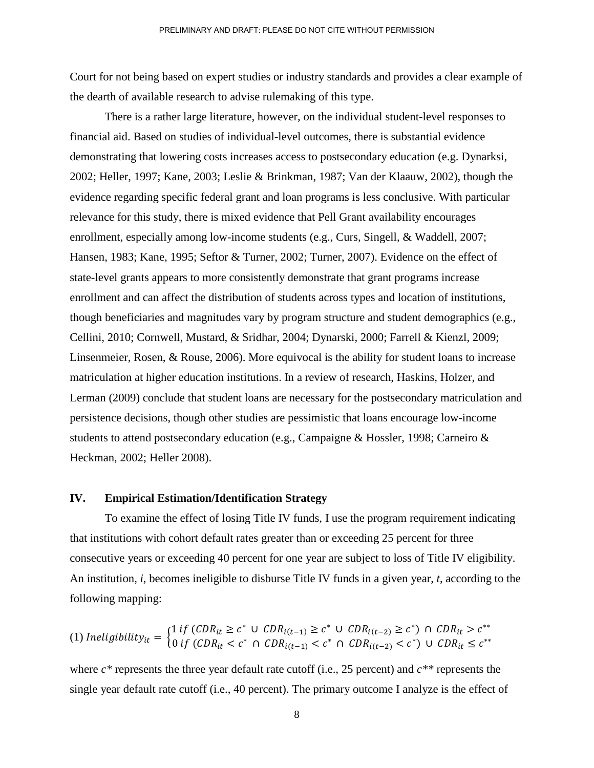Court for not being based on expert studies or industry standards and provides a clear example of the dearth of available research to advise rulemaking of this type.

There is a rather large literature, however, on the individual student-level responses to financial aid. Based on studies of individual-level outcomes, there is substantial evidence demonstrating that lowering costs increases access to postsecondary education (e.g. Dynarksi, 2002; Heller, 1997; Kane, 2003; Leslie & Brinkman, 1987; Van der Klaauw, 2002), though the evidence regarding specific federal grant and loan programs is less conclusive. With particular relevance for this study, there is mixed evidence that Pell Grant availability encourages enrollment, especially among low-income students (e.g., Curs, Singell, & Waddell, 2007; Hansen, 1983; Kane, 1995; Seftor & Turner, 2002; Turner, 2007). Evidence on the effect of state-level grants appears to more consistently demonstrate that grant programs increase enrollment and can affect the distribution of students across types and location of institutions, though beneficiaries and magnitudes vary by program structure and student demographics (e.g., Cellini, 2010; Cornwell, Mustard, & Sridhar, 2004; Dynarski, 2000; Farrell & Kienzl, 2009; Linsenmeier, Rosen, & Rouse, 2006). More equivocal is the ability for student loans to increase matriculation at higher education institutions. In a review of research, Haskins, Holzer, and Lerman (2009) conclude that student loans are necessary for the postsecondary matriculation and persistence decisions, though other studies are pessimistic that loans encourage low-income students to attend postsecondary education (e.g., Campaigne & Hossler, 1998; Carneiro & Heckman, 2002; Heller 2008).

## IV. Empirical Estimation/Identification Strategy

To examine the effect of losing Title IV funds, I use the program requirement indicating that institutions with cohort default rates greater than or exceeding 25 percent for three consecutive years or exceeding 40 percent for one year are subject to loss of Title IV eligibility. An institution, *i*, becomes ineligible to disburse Title IV funds in a given year, *t*, according to the following mapping:

$$(1)\ Ineligibility_{it} = \begin{cases} 1\ if\ (CDR_{it} \geq c^{*}\ \cup\ CDR_{i(t-1)} \geq c^{*}\ \cup\ CDR_{i(t-2)} \geq c^{*})\ \cap\ CDR_{it} > c^{**} \\ 0\ if\ (CDR_{it} < c^{*}\ \cap\ CDR_{i(t-1)} < c^{*}\ \cap\ CDR_{i(t-2)} < c^{*})\ \cup\ CDR_{it} \leq c^{**} \end{cases}$$

where $c^{*}$ represents the three year default rate cutoff (i.e., 25 percent) and $c^{**}$ represents the single year default rate cutoff (i.e., 40 percent). The primary outcome I analyze is the effect of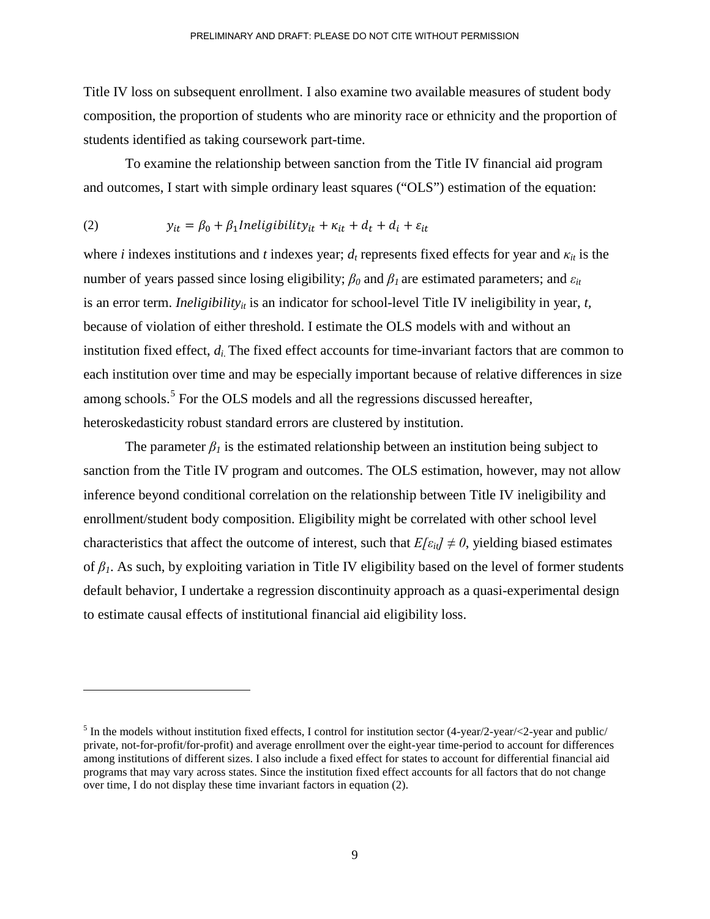Title IV loss on subsequent enrollment. I also examine two available measures of student body composition, the proportion of students who are minority race or ethnicity and the proportion of students identified as taking coursework part-time.

To examine the relationship between sanction from the Title IV financial aid program and outcomes, I start with simple ordinary least squares ("OLS") estimation of the equation:

$$y_{it} = \beta_0 + \beta_1 Ineligibility_{it} + \kappa_{it} + d_t + d_i + \varepsilon_{it} \quad (2)$$

where *i* indexes institutions and *t* indexes year; $d_t$ represents fixed effects for year and $\kappa_{it}$ is the number of years passed since losing eligibility; $\beta_0$ and $\beta_1$ are estimated parameters; and $\varepsilon_{it}$ is an error term. $Ineligibility_{it}$ is an indicator for school-level Title IV ineligibility in year, *t*, because of violation of either threshold. I estimate the OLS models with and without an institution fixed effect, $d_i$. The fixed effect accounts for time-invariant factors that are common to each institution over time and may be especially important because of relative differences in size among schools.[5] For the OLS models and all the regressions discussed hereafter, heteroskedasticity robust standard errors are clustered by institution.

The parameter $\beta_1$ is the estimated relationship between an institution being subject to sanction from the Title IV program and outcomes. The OLS estimation, however, may not allow inference beyond conditional correlation on the relationship between Title IV ineligibility and enrollment/student body composition. Eligibility might be correlated with other school level characteristics that affect the outcome of interest, such that $E[\varepsilon_{it}] \neq 0$, yielding biased estimates of $\beta_1$. As such, by exploiting variation in Title IV eligibility based on the level of former students default behavior, I undertake a regression discontinuity approach as a quasi-experimental design to estimate causal effects of institutional financial aid eligibility loss.

---

[5] In the models without institution fixed effects, I control for institution sector (4-year/2-year/<2-year and public/private, not-for-profit/for-profit) and average enrollment over the eight-year time-period to account for differences among institutions of different sizes. I also include a fixed effect for states to account for differential financial aid programs that may vary across states. Since the institution fixed effect accounts for all factors that do not change over time, I do not display these time invariant factors in equation (2).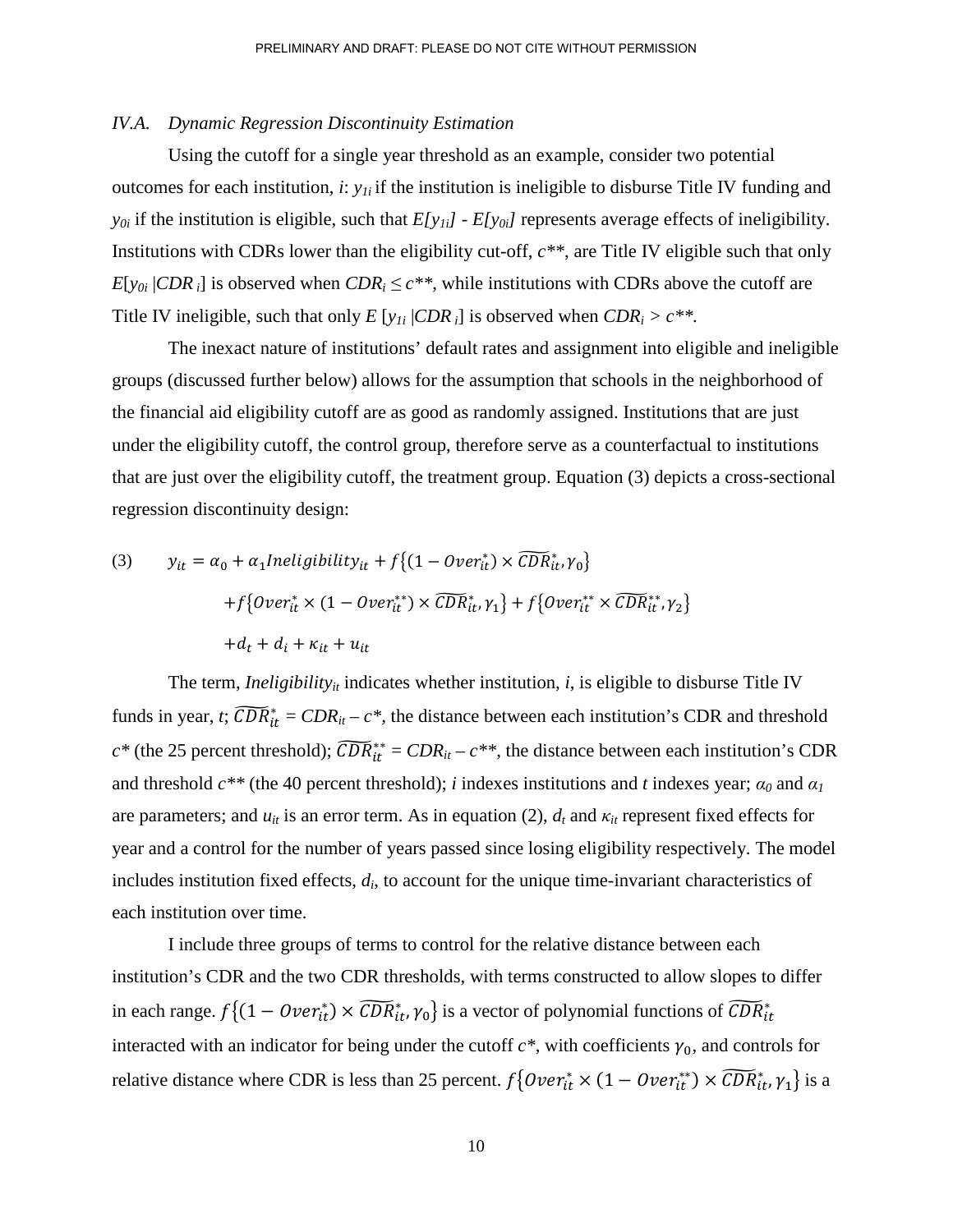### IV.A. *Dynamic Regression Discontinuity Estimation*

Using the cutoff for a single year threshold as an example, consider two potential outcomes for each institution, *i*: $y_{1i}$ if the institution is ineligible to disburse Title IV funding and $y_{0i}$ if the institution is eligible, such that $E[y_{1i}] - E[y_{0i}]$ represents average effects of ineligibility. Institutions with CDRs lower than the eligibility cut-off, $c^{**}$, are Title IV eligible such that only $E[y_{0i} | CDR_i]$ is observed when $CDR_i \leq c^{**}$, while institutions with CDRs above the cutoff are Title IV ineligible, such that only $E[y_{1i} | CDR_i]$ is observed when $CDR_i > c^{**}$.

The inexact nature of institutions' default rates and assignment into eligible and ineligible groups (discussed further below) allows for the assumption that schools in the neighborhood of the financial aid eligibility cutoff are as good as randomly assigned. Institutions that are just under the eligibility cutoff, the control group, therefore serve as a counterfactual to institutions that are just over the eligibility cutoff, the treatment group. Equation (3) depicts a cross-sectional regression discontinuity design:

$$
\begin{aligned}
(3) \qquad y_{it} = {} & \alpha_0 + \alpha_1 Ineligibility_{it} + f\{(1 - Over_{it}^{*}) \times \widetilde{CDR}_{it}^{*}, \gamma_0\} \\
& + f\{Over_{it}^{*} \times (1 - Over_{it}^{**}) \times \widetilde{CDR}_{it}^{*}, \gamma_1\} + f\{Over_{it}^{**} \times \widetilde{CDR}_{it}^{**}, \gamma_2\} \\
& + d_t + d_i + \kappa_{it} + u_{it}
\end{aligned}
$$

The term, $Ineligibility_{it}$ indicates whether institution, *i*, is eligible to disburse Title IV funds in year, *t*; $\widetilde{CDR}_{it}^{*} = CDR_{it} - c^{*}$, the distance between each institution's CDR and threshold $c^{*}$ (the 25 percent threshold); $\widetilde{CDR}_{it}^{**} = CDR_{it} - c^{**}$, the distance between each institution's CDR and threshold $c^{**}$ (the 40 percent threshold); *i* indexes institutions and *t* indexes year; $\alpha_0$ and $\alpha_1$ are parameters; and $u_{it}$ is an error term. As in equation (2), $d_t$ and $\kappa_{it}$ represent fixed effects for year and a control for the number of years passed since losing eligibility respectively. The model includes institution fixed effects, $d_i$, to account for the unique time-invariant characteristics of each institution over time.

I include three groups of terms to control for the relative distance between each institution's CDR and the two CDR thresholds, with terms constructed to allow slopes to differ in each range. $f\{(1 - Over_{it}^{*}) \times \widetilde{CDR}_{it}^{*}, \gamma_0\}$ is a vector of polynomial functions of $\widetilde{CDR}_{it}^{*}$ interacted with an indicator for being under the cutoff $c^{*}$, with coefficients $\gamma_0$, and controls for relative distance where CDR is less than 25 percent. $f\{Over_{it}^{*} \times (1 - Over_{it}^{**}) \times \widetilde{CDR}_{it}^{*}, \gamma_1\}$ is a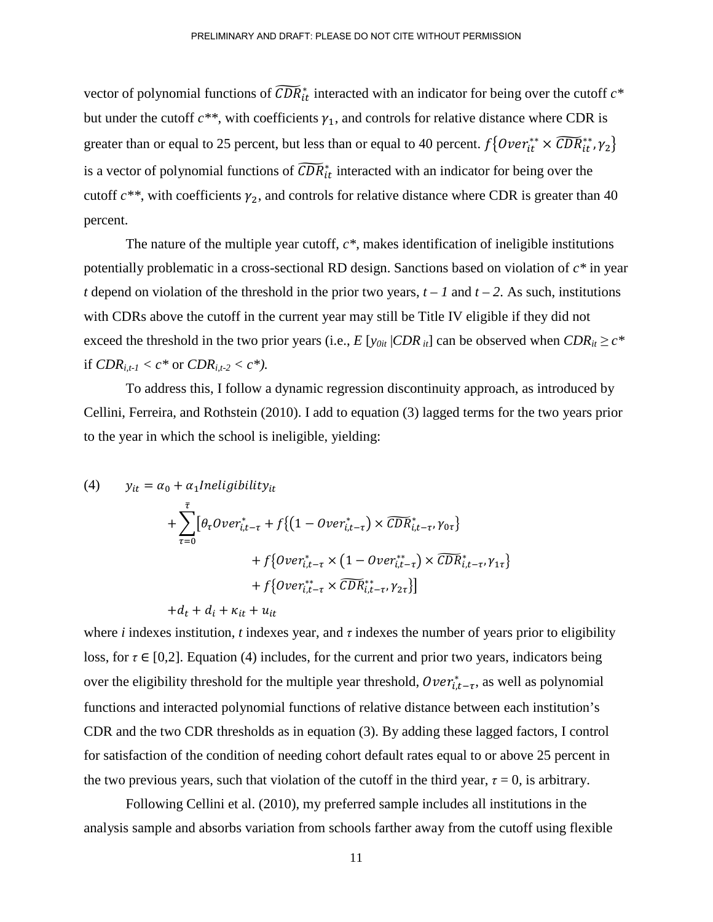vector of polynomial functions of $\widetilde{CDR}^{*}_{it}$ interacted with an indicator for being over the cutoff $c^*$ but under the cutoff $c^{**}$, with coefficients $\gamma_1$, and controls for relative distance where CDR is greater than or equal to 25 percent, but less than or equal to 40 percent. $f\{Over^{**}_{it} \times \widetilde{CDR}^{**}_{it}, \gamma_2\}$ is a vector of polynomial functions of $\widetilde{CDR}^{*}_{it}$ interacted with an indicator for being over the cutoff $c^{**}$, with coefficients $\gamma_2$, and controls for relative distance where CDR is greater than 40 percent.

The nature of the multiple year cutoff, $c^*$, makes identification of ineligible institutions potentially problematic in a cross-sectional RD design. Sanctions based on violation of $c^*$ in year $t$ depend on violation of the threshold in the prior two years, $t-1$ and $t-2$. As such, institutions with CDRs above the cutoff in the current year may still be Title IV eligible if they did not exceed the threshold in the two prior years (i.e., $E\,[y_{0it}\,|CDR_{it}]$ can be observed when $CDR_{it} \geq c^*$ if $CDR_{i,t-1} < c^*$ or $CDR_{i,t-2} < c^*$).

To address this, I follow a dynamic regression discontinuity approach, as introduced by Cellini, Ferreira, and Rothstein (2010). I add to equation (3) lagged terms for the two years prior to the year in which the school is ineligible, yielding:

$$
\begin{aligned}
(4) \qquad y_{it} = \alpha_0 + \alpha_1 Ineligibility_{it} \\
&+ \sum_{\tau=0}^{\bar{\tau}} \Big[ \theta_\tau Over^{*}_{i,t-\tau} + f\{(1 - Over^{*}_{i,t-\tau}) \times \widetilde{CDR}^{*}_{i,t-\tau}, \gamma_{0\tau}\} \\
&\qquad + f\{Over^{*}_{i,t-\tau} \times (1 - Over^{**}_{i,t-\tau}) \times \widetilde{CDR}^{*}_{i,t-\tau}, \gamma_{1\tau}\} \\
&\qquad + f\{Over^{**}_{i,t-\tau} \times \widetilde{CDR}^{**}_{i,t-\tau}, \gamma_{2\tau}\} \Big] \\
&+ d_t + d_i + \kappa_{it} + u_{it}
\end{aligned}
$$

where $i$ indexes institution, $t$ indexes year, and $\tau$ indexes the number of years prior to eligibility loss, for $\tau \in [0,2]$. Equation (4) includes, for the current and prior two years, indicators being over the eligibility threshold for the multiple year threshold, $Over^{*}_{i,t-\tau}$, as well as polynomial functions and interacted polynomial functions of relative distance between each institution's CDR and the two CDR thresholds as in equation (3). By adding these lagged factors, I control for satisfaction of the condition of needing cohort default rates equal to or above 25 percent in the two previous years, such that violation of the cutoff in the third year, $\tau = 0$, is arbitrary.

Following Cellini et al. (2010), my preferred sample includes all institutions in the analysis sample and absorbs variation from schools farther away from the cutoff using flexible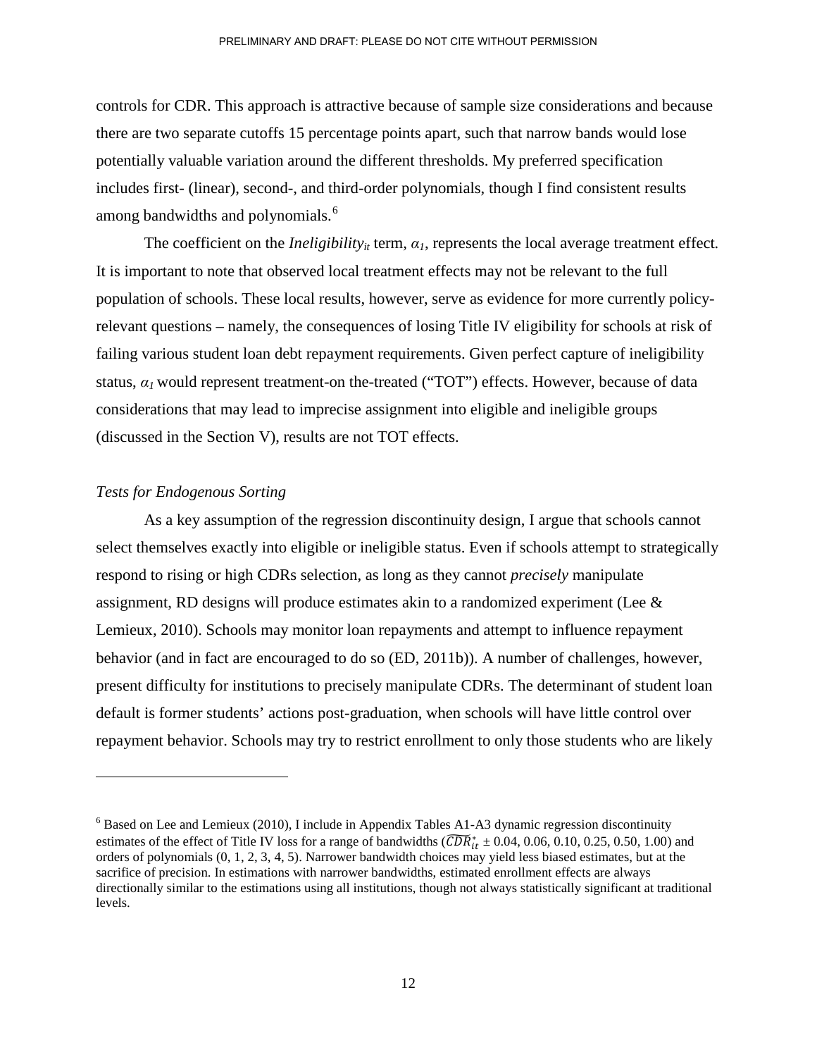controls for CDR. This approach is attractive because of sample size considerations and because there are two separate cutoffs 15 percentage points apart, such that narrow bands would lose potentially valuable variation around the different thresholds. My preferred specification includes first- (linear), second-, and third-order polynomials, though I find consistent results among bandwidths and polynomials.[6]

The coefficient on the *Ineligibility*$_{it}$ term, $\alpha_1$, represents the local average treatment effect. It is important to note that observed local treatment effects may not be relevant to the full population of schools. These local results, however, serve as evidence for more currently policy-relevant questions – namely, the consequences of losing Title IV eligibility for schools at risk of failing various student loan debt repayment requirements. Given perfect capture of ineligibility status, $\alpha_1$ would represent treatment-on the-treated ("TOT") effects. However, because of data considerations that may lead to imprecise assignment into eligible and ineligible groups (discussed in the Section V), results are not TOT effects.

*Tests for Endogenous Sorting*

As a key assumption of the regression discontinuity design, I argue that schools cannot select themselves exactly into eligible or ineligible status. Even if schools attempt to strategically respond to rising or high CDRs selection, as long as they cannot *precisely* manipulate assignment, RD designs will produce estimates akin to a randomized experiment (Lee & Lemieux, 2010). Schools may monitor loan repayments and attempt to influence repayment behavior (and in fact are encouraged to do so (ED, 2011b)). A number of challenges, however, present difficulty for institutions to precisely manipulate CDRs. The determinant of student loan default is former students' actions post-graduation, when schools will have little control over repayment behavior. Schools may try to restrict enrollment to only those students who are likely

---

[6] Based on Lee and Lemieux (2010), I include in Appendix Tables A1-A3 dynamic regression discontinuity estimates of the effect of Title IV loss for a range of bandwidths ($\widetilde{CDR}^*_{it}$ ± 0.04, 0.06, 0.10, 0.25, 0.50, 1.00) and orders of polynomials (0, 1, 2, 3, 4, 5). Narrower bandwidth choices may yield less biased estimates, but at the sacrifice of precision. In estimations with narrower bandwidths, estimated enrollment effects are always directionally similar to the estimations using all institutions, though not always statistically significant at traditional levels.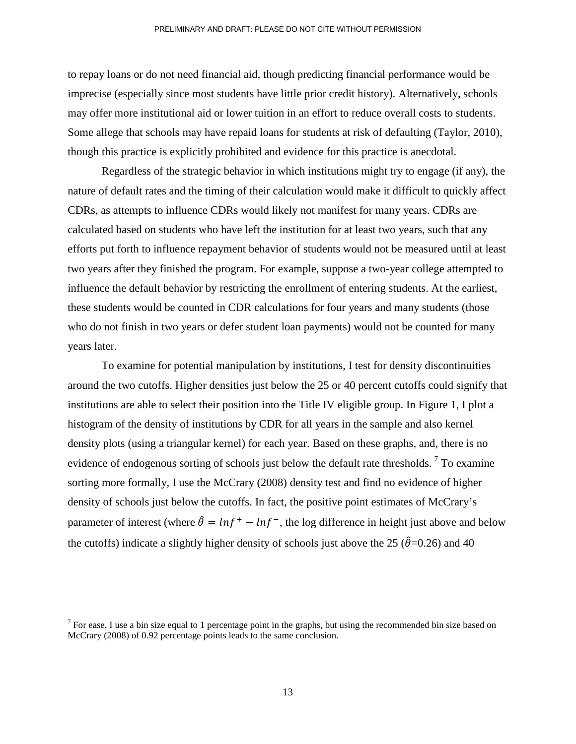to repay loans or do not need financial aid, though predicting financial performance would be imprecise (especially since most students have little prior credit history). Alternatively, schools may offer more institutional aid or lower tuition in an effort to reduce overall costs to students. Some allege that schools may have repaid loans for students at risk of defaulting (Taylor, 2010), though this practice is explicitly prohibited and evidence for this practice is anecdotal.

Regardless of the strategic behavior in which institutions might try to engage (if any), the nature of default rates and the timing of their calculation would make it difficult to quickly affect CDRs, as attempts to influence CDRs would likely not manifest for many years. CDRs are calculated based on students who have left the institution for at least two years, such that any efforts put forth to influence repayment behavior of students would not be measured until at least two years after they finished the program. For example, suppose a two-year college attempted to influence the default behavior by restricting the enrollment of entering students. At the earliest, these students would be counted in CDR calculations for four years and many students (those who do not finish in two years or defer student loan payments) would not be counted for many years later.

To examine for potential manipulation by institutions, I test for density discontinuities around the two cutoffs. Higher densities just below the 25 or 40 percent cutoffs could signify that institutions are able to select their position into the Title IV eligible group. In Figure 1, I plot a histogram of the density of institutions by CDR for all years in the sample and also kernel density plots (using a triangular kernel) for each year. Based on these graphs, and, there is no evidence of endogenous sorting of schools just below the default rate thresholds. [7] To examine sorting more formally, I use the McCrary (2008) density test and find no evidence of higher density of schools just below the cutoffs. In fact, the positive point estimates of McCrary's parameter of interest (where $\hat{\theta} = ln f^{+} - ln f^{-}$, the log difference in height just above and below the cutoffs) indicate a slightly higher density of schools just above the 25 ($\hat{\theta}$=0.26) and 40

[7] For ease, I use a bin size equal to 1 percentage point in the graphs, but using the recommended bin size based on McCrary (2008) of 0.92 percentage points leads to the same conclusion.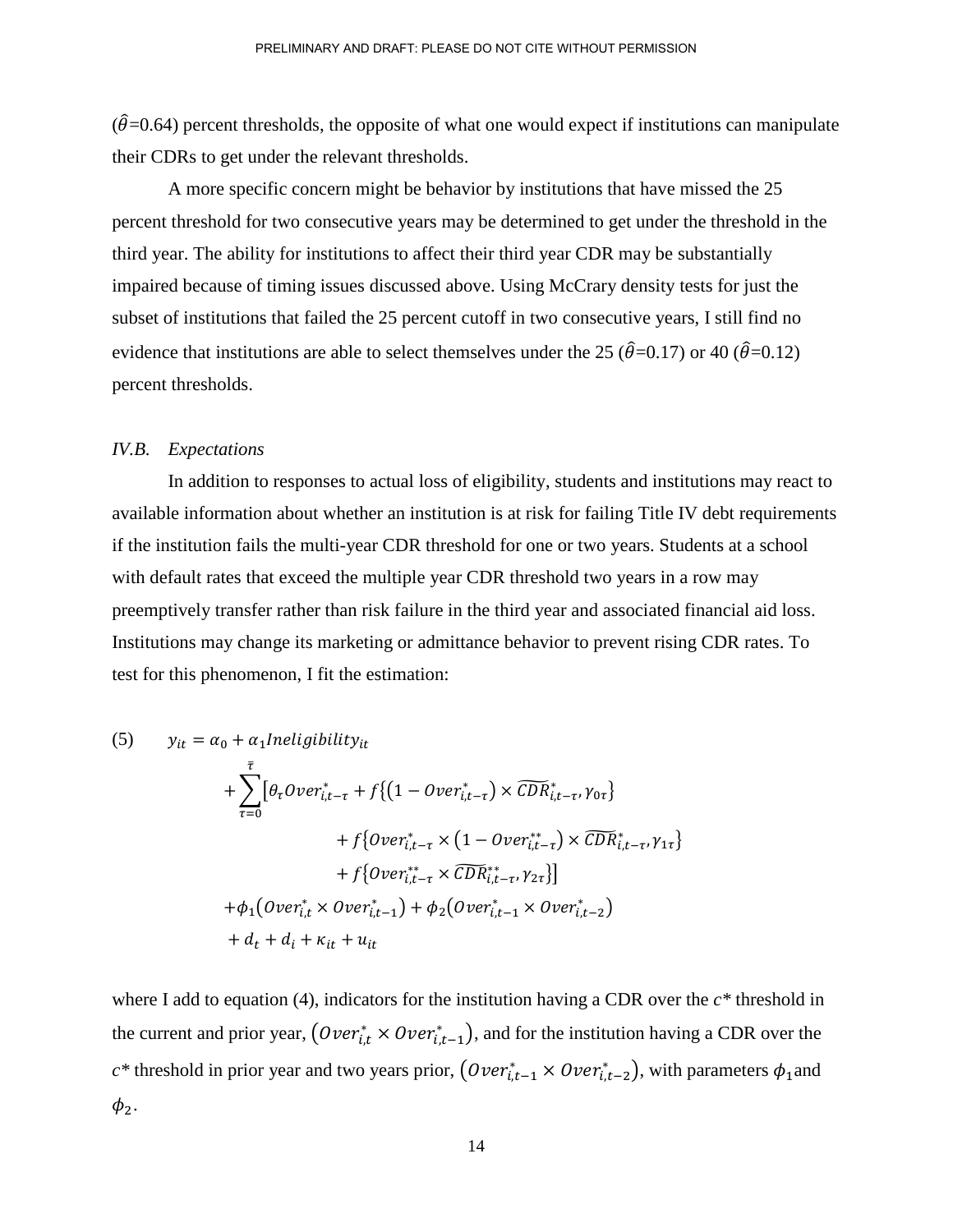($\hat{\theta}$=0.64) percent thresholds, the opposite of what one would expect if institutions can manipulate their CDRs to get under the relevant thresholds.

A more specific concern might be behavior by institutions that have missed the 25 percent threshold for two consecutive years may be determined to get under the threshold in the third year. The ability for institutions to affect their third year CDR may be substantially impaired because of timing issues discussed above. Using McCrary density tests for just the subset of institutions that failed the 25 percent cutoff in two consecutive years, I still find no evidence that institutions are able to select themselves under the 25 ($\hat{\theta}$=0.17) or 40 ($\hat{\theta}$=0.12) percent thresholds.

### *IV.B. Expectations*

In addition to responses to actual loss of eligibility, students and institutions may react to available information about whether an institution is at risk for failing Title IV debt requirements if the institution fails the multi-year CDR threshold for one or two years. Students at a school with default rates that exceed the multiple year CDR threshold two years in a row may preemptively transfer rather than risk failure in the third year and associated financial aid loss. Institutions may change its marketing or admittance behavior to prevent rising CDR rates. To test for this phenomenon, I fit the estimation:

$$
\begin{aligned}
(5) \qquad y_{it} = \alpha_0 + \alpha_1 Ineligibility_{it} \\
&+ \sum_{\tau=0}^{\bar{\tau}} \Big[ \theta_\tau Over^{*}_{i,t-\tau} + f\{(1 - Over^{*}_{i,t-\tau}) \times \widetilde{CDR}^{*}_{i,t-\tau}, \gamma_{0\tau}\} \\
&\qquad + f\{Over^{*}_{i,t-\tau} \times (1 - Over^{**}_{i,t-\tau}) \times \widetilde{CDR}^{*}_{i,t-\tau}, \gamma_{1\tau}\} \\
&\qquad + f\{Over^{**}_{i,t-\tau} \times \widetilde{CDR}^{**}_{i,t-\tau}, \gamma_{2\tau}\} \Big] \\
&+ \phi_1 (Over^{*}_{i,t} \times Over^{*}_{i,t-1}) + \phi_2 (Over^{*}_{i,t-1} \times Over^{*}_{i,t-2}) \\
&+ d_t + d_i + \kappa_{it} + u_{it}
\end{aligned}
$$

where I add to equation (4), indicators for the institution having a CDR over the $c^*$ threshold in the current and prior year, $(Over^{*}_{i,t} \times Over^{*}_{i,t-1})$, and for the institution having a CDR over the $c^*$ threshold in prior year and two years prior, $(Over^{*}_{i,t-1} \times Over^{*}_{i,t-2})$, with parameters $\phi_1$ and $\phi_2$.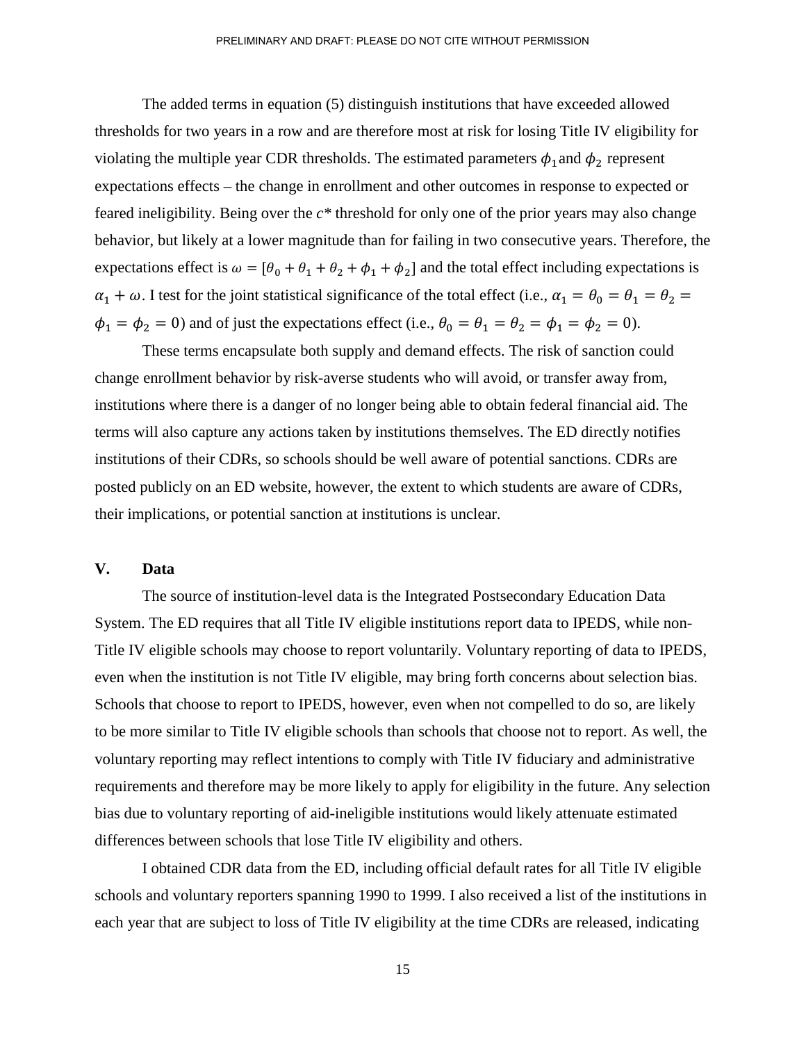The added terms in equation (5) distinguish institutions that have exceeded allowed thresholds for two years in a row and are therefore most at risk for losing Title IV eligibility for violating the multiple year CDR thresholds. The estimated parameters $\phi_1$ and $\phi_2$ represent expectations effects – the change in enrollment and other outcomes in response to expected or feared ineligibility. Being over the $c^*$ threshold for only one of the prior years may also change behavior, but likely at a lower magnitude than for failing in two consecutive years. Therefore, the expectations effect is $\omega = [\theta_0 + \theta_1 + \theta_2 + \phi_1 + \phi_2]$ and the total effect including expectations is $\alpha_1 + \omega$. I test for the joint statistical significance of the total effect (i.e., $\alpha_1 = \theta_0 = \theta_1 = \theta_2 = \phi_1 = \phi_2 = 0$) and of just the expectations effect (i.e., $\theta_0 = \theta_1 = \theta_2 = \phi_1 = \phi_2 = 0$).

These terms encapsulate both supply and demand effects. The risk of sanction could change enrollment behavior by risk-averse students who will avoid, or transfer away from, institutions where there is a danger of no longer being able to obtain federal financial aid. The terms will also capture any actions taken by institutions themselves. The ED directly notifies institutions of their CDRs, so schools should be well aware of potential sanctions. CDRs are posted publicly on an ED website, however, the extent to which students are aware of CDRs, their implications, or potential sanction at institutions is unclear.

## V. Data

The source of institution-level data is the Integrated Postsecondary Education Data System. The ED requires that all Title IV eligible institutions report data to IPEDS, while non-Title IV eligible schools may choose to report voluntarily. Voluntary reporting of data to IPEDS, even when the institution is not Title IV eligible, may bring forth concerns about selection bias. Schools that choose to report to IPEDS, however, even when not compelled to do so, are likely to be more similar to Title IV eligible schools than schools that choose not to report. As well, the voluntary reporting may reflect intentions to comply with Title IV fiduciary and administrative requirements and therefore may be more likely to apply for eligibility in the future. Any selection bias due to voluntary reporting of aid-ineligible institutions would likely attenuate estimated differences between schools that lose Title IV eligibility and others.

I obtained CDR data from the ED, including official default rates for all Title IV eligible schools and voluntary reporters spanning 1990 to 1999. I also received a list of the institutions in each year that are subject to loss of Title IV eligibility at the time CDRs are released, indicating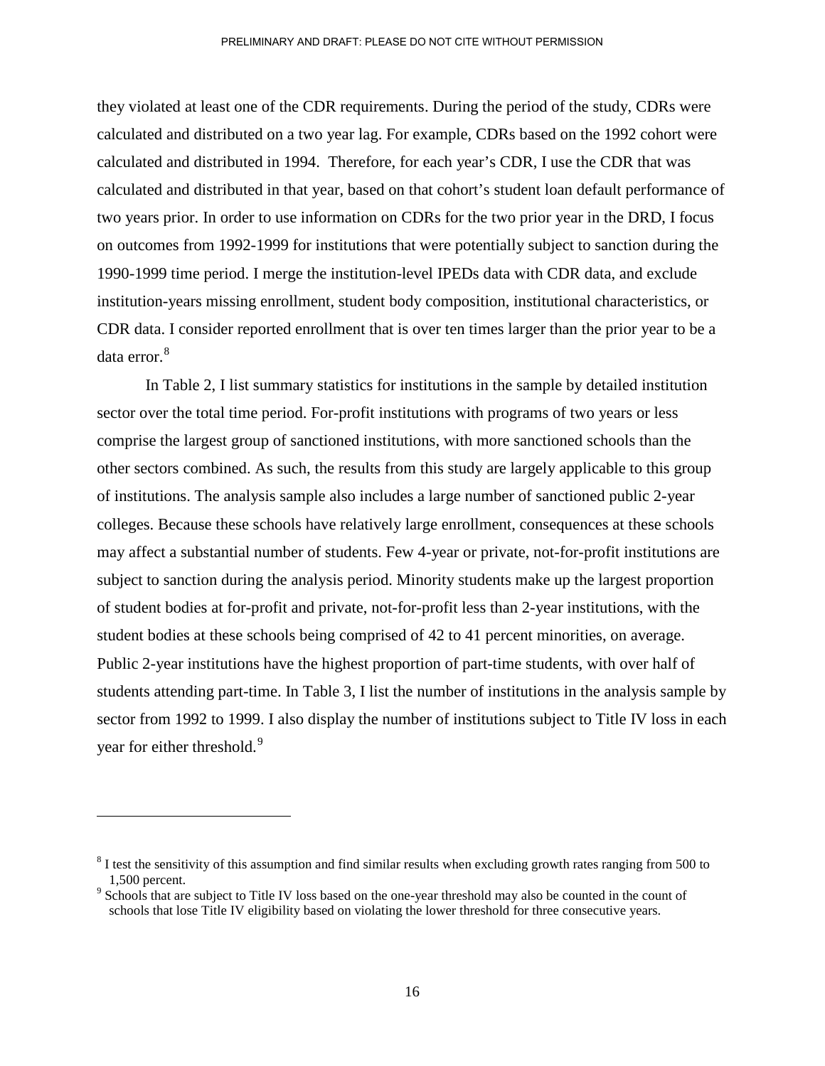they violated at least one of the CDR requirements. During the period of the study, CDRs were calculated and distributed on a two year lag. For example, CDRs based on the 1992 cohort were calculated and distributed in 1994. Therefore, for each year's CDR, I use the CDR that was calculated and distributed in that year, based on that cohort's student loan default performance of two years prior. In order to use information on CDRs for the two prior year in the DRD, I focus on outcomes from 1992-1999 for institutions that were potentially subject to sanction during the 1990-1999 time period. I merge the institution-level IPEDs data with CDR data, and exclude institution-years missing enrollment, student body composition, institutional characteristics, or CDR data. I consider reported enrollment that is over ten times larger than the prior year to be a data error.[8]

In Table 2, I list summary statistics for institutions in the sample by detailed institution sector over the total time period. For-profit institutions with programs of two years or less comprise the largest group of sanctioned institutions, with more sanctioned schools than the other sectors combined. As such, the results from this study are largely applicable to this group of institutions. The analysis sample also includes a large number of sanctioned public 2-year colleges. Because these schools have relatively large enrollment, consequences at these schools may affect a substantial number of students. Few 4-year or private, not-for-profit institutions are subject to sanction during the analysis period. Minority students make up the largest proportion of student bodies at for-profit and private, not-for-profit less than 2-year institutions, with the student bodies at these schools being comprised of 42 to 41 percent minorities, on average. Public 2-year institutions have the highest proportion of part-time students, with over half of students attending part-time. In Table 3, I list the number of institutions in the analysis sample by sector from 1992 to 1999. I also display the number of institutions subject to Title IV loss in each year for either threshold.[9]

---

[8] I test the sensitivity of this assumption and find similar results when excluding growth rates ranging from 500 to 1,500 percent.

[9] Schools that are subject to Title IV loss based on the one-year threshold may also be counted in the count of schools that lose Title IV eligibility based on violating the lower threshold for three consecutive years.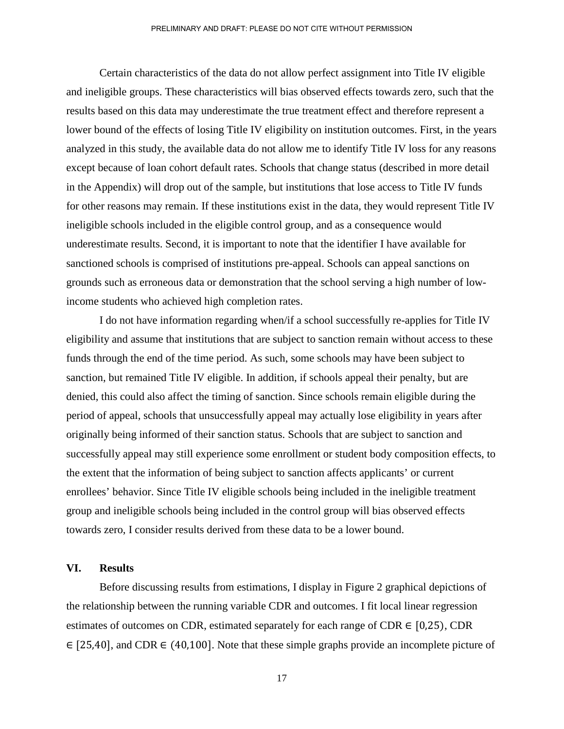Certain characteristics of the data do not allow perfect assignment into Title IV eligible and ineligible groups. These characteristics will bias observed effects towards zero, such that the results based on this data may underestimate the true treatment effect and therefore represent a lower bound of the effects of losing Title IV eligibility on institution outcomes. First, in the years analyzed in this study, the available data do not allow me to identify Title IV loss for any reasons except because of loan cohort default rates. Schools that change status (described in more detail in the Appendix) will drop out of the sample, but institutions that lose access to Title IV funds for other reasons may remain. If these institutions exist in the data, they would represent Title IV ineligible schools included in the eligible control group, and as a consequence would underestimate results. Second, it is important to note that the identifier I have available for sanctioned schools is comprised of institutions pre-appeal. Schools can appeal sanctions on grounds such as erroneous data or demonstration that the school serving a high number of low-income students who achieved high completion rates.

I do not have information regarding when/if a school successfully re-applies for Title IV eligibility and assume that institutions that are subject to sanction remain without access to these funds through the end of the time period. As such, some schools may have been subject to sanction, but remained Title IV eligible. In addition, if schools appeal their penalty, but are denied, this could also affect the timing of sanction. Since schools remain eligible during the period of appeal, schools that unsuccessfully appeal may actually lose eligibility in years after originally being informed of their sanction status. Schools that are subject to sanction and successfully appeal may still experience some enrollment or student body composition effects, to the extent that the information of being subject to sanction affects applicants' or current enrollees' behavior. Since Title IV eligible schools being included in the ineligible treatment group and ineligible schools being included in the control group will bias observed effects towards zero, I consider results derived from these data to be a lower bound.

## VI. Results

Before discussing results from estimations, I display in Figure 2 graphical depictions of the relationship between the running variable CDR and outcomes. I fit local linear regression estimates of outcomes on CDR, estimated separately for each range of CDR $\in [0,25)$, CDR $\in [25,40]$, and CDR $\in (40,100]$. Note that these simple graphs provide an incomplete picture of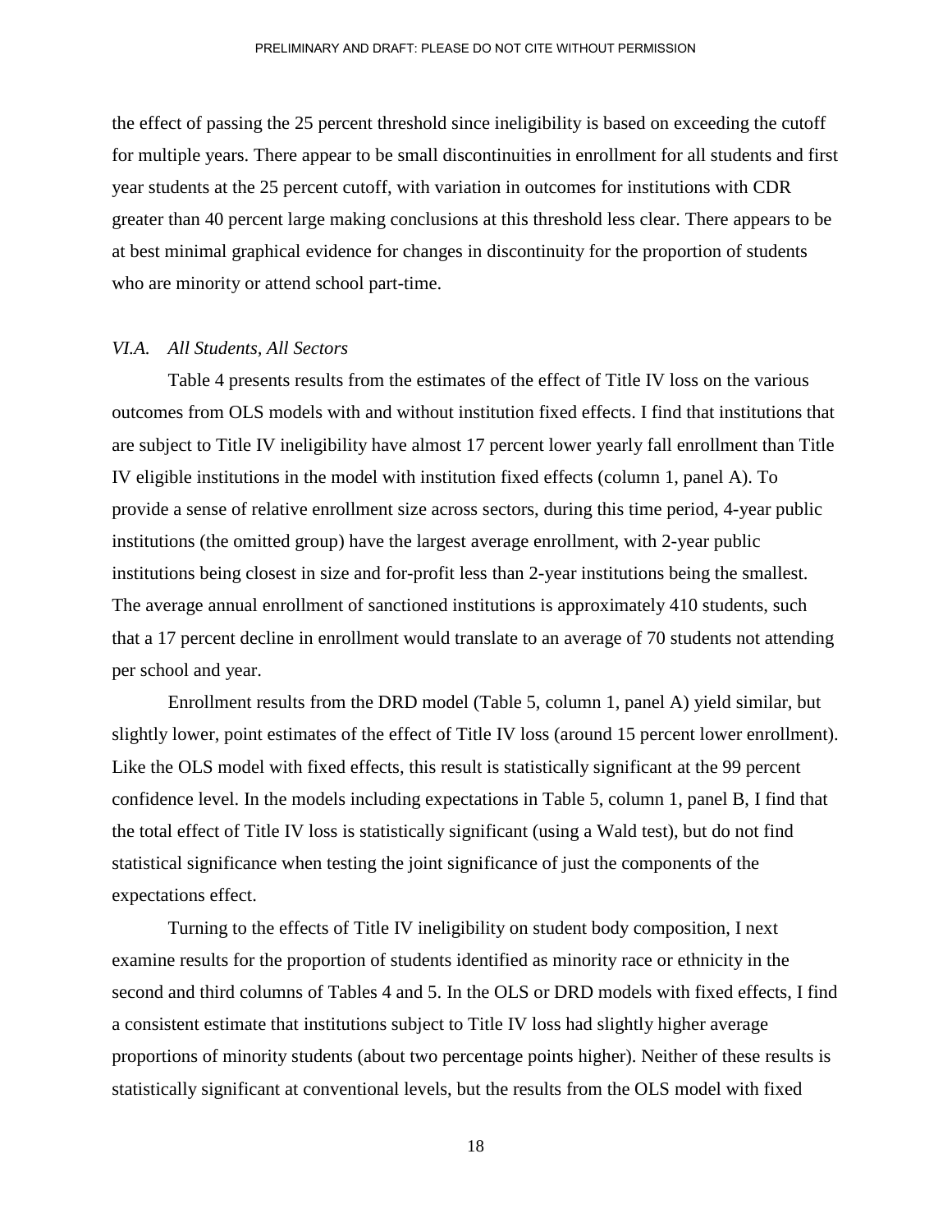the effect of passing the 25 percent threshold since ineligibility is based on exceeding the cutoff for multiple years. There appear to be small discontinuities in enrollment for all students and first year students at the 25 percent cutoff, with variation in outcomes for institutions with CDR greater than 40 percent large making conclusions at this threshold less clear. There appears to be at best minimal graphical evidence for changes in discontinuity for the proportion of students who are minority or attend school part-time.

### *VI.A. All Students, All Sectors*

Table 4 presents results from the estimates of the effect of Title IV loss on the various outcomes from OLS models with and without institution fixed effects. I find that institutions that are subject to Title IV ineligibility have almost 17 percent lower yearly fall enrollment than Title IV eligible institutions in the model with institution fixed effects (column 1, panel A). To provide a sense of relative enrollment size across sectors, during this time period, 4-year public institutions (the omitted group) have the largest average enrollment, with 2-year public institutions being closest in size and for-profit less than 2-year institutions being the smallest. The average annual enrollment of sanctioned institutions is approximately 410 students, such that a 17 percent decline in enrollment would translate to an average of 70 students not attending per school and year.

Enrollment results from the DRD model (Table 5, column 1, panel A) yield similar, but slightly lower, point estimates of the effect of Title IV loss (around 15 percent lower enrollment). Like the OLS model with fixed effects, this result is statistically significant at the 99 percent confidence level. In the models including expectations in Table 5, column 1, panel B, I find that the total effect of Title IV loss is statistically significant (using a Wald test), but do not find statistical significance when testing the joint significance of just the components of the expectations effect.

Turning to the effects of Title IV ineligibility on student body composition, I next examine results for the proportion of students identified as minority race or ethnicity in the second and third columns of Tables 4 and 5. In the OLS or DRD models with fixed effects, I find a consistent estimate that institutions subject to Title IV loss had slightly higher average proportions of minority students (about two percentage points higher). Neither of these results is statistically significant at conventional levels, but the results from the OLS model with fixed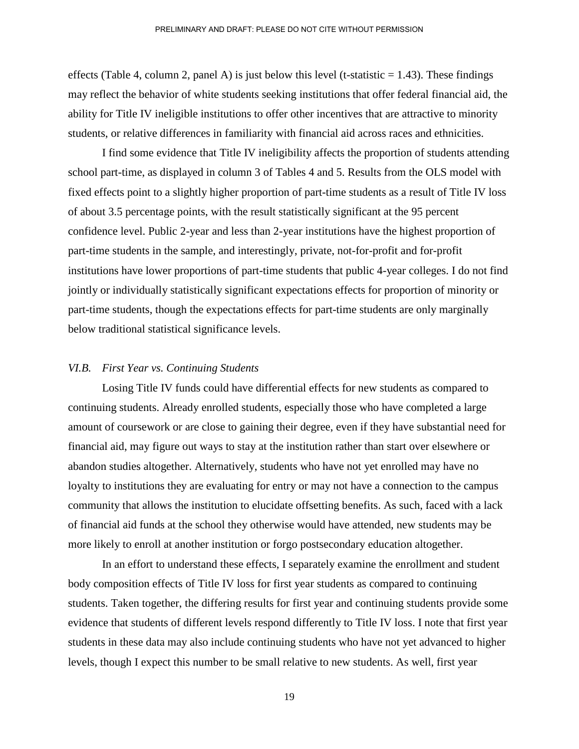effects (Table 4, column 2, panel A) is just below this level (t-statistic = 1.43). These findings may reflect the behavior of white students seeking institutions that offer federal financial aid, the ability for Title IV ineligible institutions to offer other incentives that are attractive to minority students, or relative differences in familiarity with financial aid across races and ethnicities.

I find some evidence that Title IV ineligibility affects the proportion of students attending school part-time, as displayed in column 3 of Tables 4 and 5. Results from the OLS model with fixed effects point to a slightly higher proportion of part-time students as a result of Title IV loss of about 3.5 percentage points, with the result statistically significant at the 95 percent confidence level. Public 2-year and less than 2-year institutions have the highest proportion of part-time students in the sample, and interestingly, private, not-for-profit and for-profit institutions have lower proportions of part-time students that public 4-year colleges. I do not find jointly or individually statistically significant expectations effects for proportion of minority or part-time students, though the expectations effects for part-time students are only marginally below traditional statistical significance levels.

### *VI.B. First Year vs. Continuing Students*

Losing Title IV funds could have differential effects for new students as compared to continuing students. Already enrolled students, especially those who have completed a large amount of coursework or are close to gaining their degree, even if they have substantial need for financial aid, may figure out ways to stay at the institution rather than start over elsewhere or abandon studies altogether. Alternatively, students who have not yet enrolled may have no loyalty to institutions they are evaluating for entry or may not have a connection to the campus community that allows the institution to elucidate offsetting benefits. As such, faced with a lack of financial aid funds at the school they otherwise would have attended, new students may be more likely to enroll at another institution or forgo postsecondary education altogether.

In an effort to understand these effects, I separately examine the enrollment and student body composition effects of Title IV loss for first year students as compared to continuing students. Taken together, the differing results for first year and continuing students provide some evidence that students of different levels respond differently to Title IV loss. I note that first year students in these data may also include continuing students who have not yet advanced to higher levels, though I expect this number to be small relative to new students. As well, first year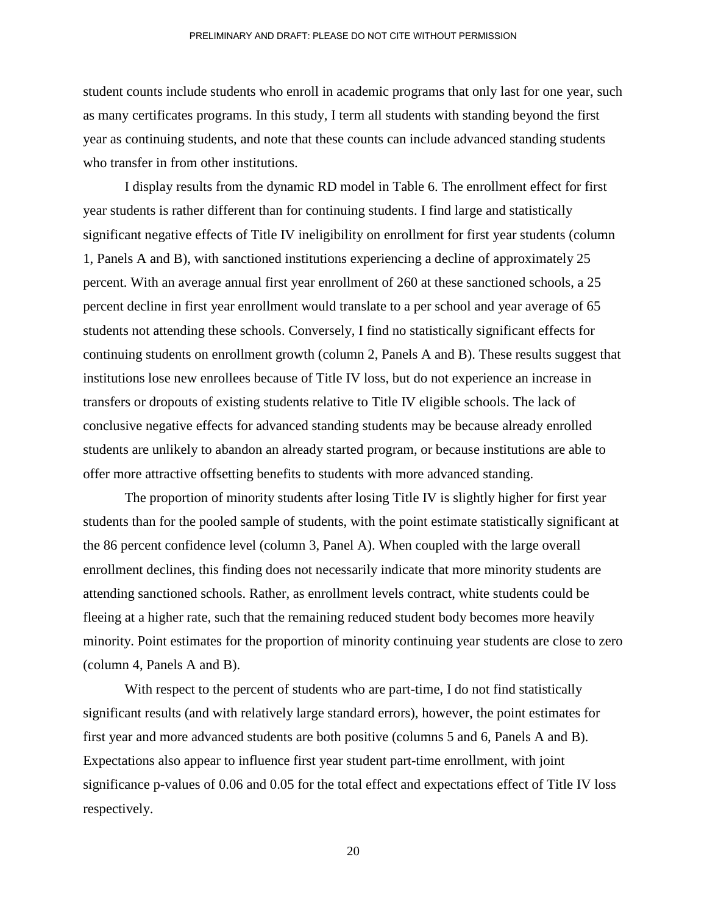student counts include students who enroll in academic programs that only last for one year, such as many certificates programs. In this study, I term all students with standing beyond the first year as continuing students, and note that these counts can include advanced standing students who transfer in from other institutions.

I display results from the dynamic RD model in Table 6. The enrollment effect for first year students is rather different than for continuing students. I find large and statistically significant negative effects of Title IV ineligibility on enrollment for first year students (column 1, Panels A and B), with sanctioned institutions experiencing a decline of approximately 25 percent. With an average annual first year enrollment of 260 at these sanctioned schools, a 25 percent decline in first year enrollment would translate to a per school and year average of 65 students not attending these schools. Conversely, I find no statistically significant effects for continuing students on enrollment growth (column 2, Panels A and B). These results suggest that institutions lose new enrollees because of Title IV loss, but do not experience an increase in transfers or dropouts of existing students relative to Title IV eligible schools. The lack of conclusive negative effects for advanced standing students may be because already enrolled students are unlikely to abandon an already started program, or because institutions are able to offer more attractive offsetting benefits to students with more advanced standing.

The proportion of minority students after losing Title IV is slightly higher for first year students than for the pooled sample of students, with the point estimate statistically significant at the 86 percent confidence level (column 3, Panel A). When coupled with the large overall enrollment declines, this finding does not necessarily indicate that more minority students are attending sanctioned schools. Rather, as enrollment levels contract, white students could be fleeing at a higher rate, such that the remaining reduced student body becomes more heavily minority. Point estimates for the proportion of minority continuing year students are close to zero (column 4, Panels A and B).

With respect to the percent of students who are part-time, I do not find statistically significant results (and with relatively large standard errors), however, the point estimates for first year and more advanced students are both positive (columns 5 and 6, Panels A and B). Expectations also appear to influence first year student part-time enrollment, with joint significance p-values of 0.06 and 0.05 for the total effect and expectations effect of Title IV loss respectively.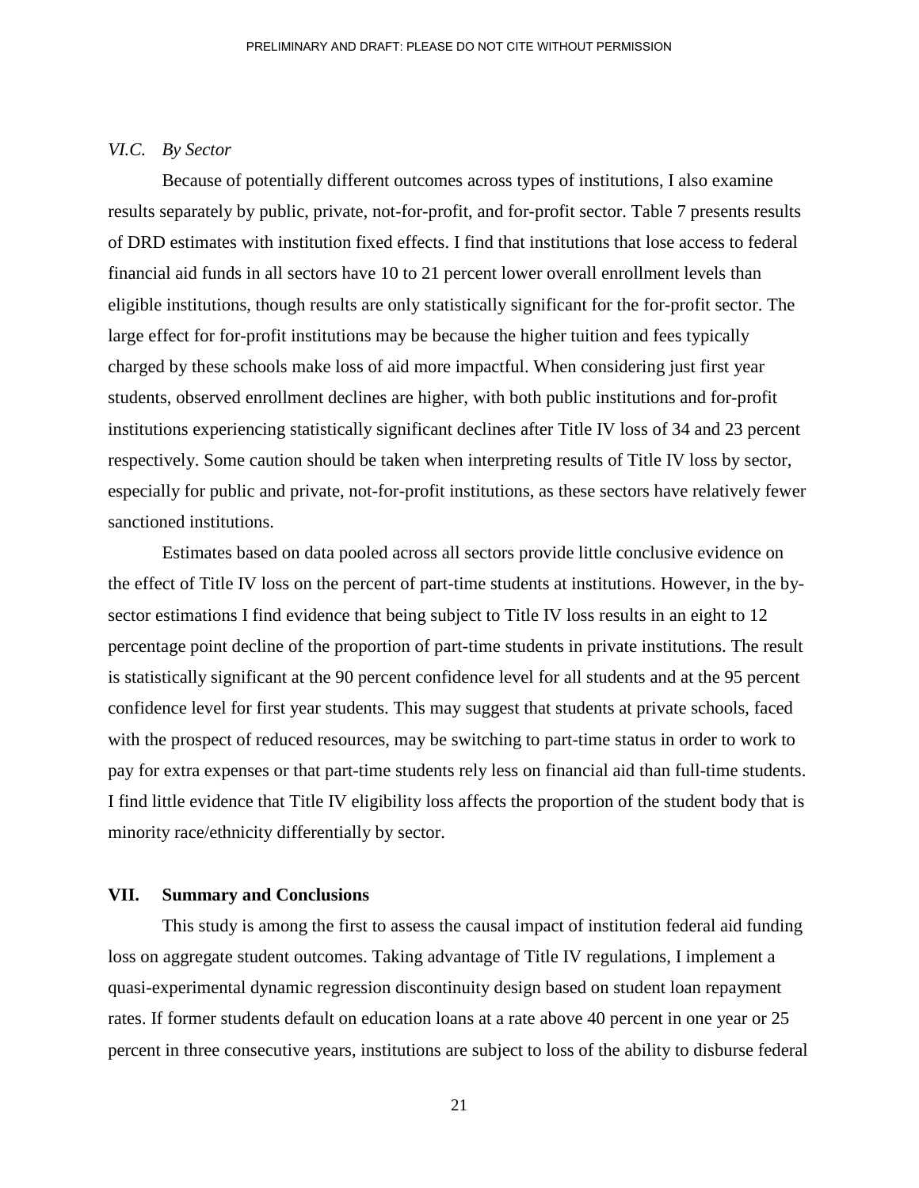*VI.C. By Sector*

Because of potentially different outcomes across types of institutions, I also examine results separately by public, private, not-for-profit, and for-profit sector. Table 7 presents results of DRD estimates with institution fixed effects. I find that institutions that lose access to federal financial aid funds in all sectors have 10 to 21 percent lower overall enrollment levels than eligible institutions, though results are only statistically significant for the for-profit sector. The large effect for for-profit institutions may be because the higher tuition and fees typically charged by these schools make loss of aid more impactful. When considering just first year students, observed enrollment declines are higher, with both public institutions and for-profit institutions experiencing statistically significant declines after Title IV loss of 34 and 23 percent respectively. Some caution should be taken when interpreting results of Title IV loss by sector, especially for public and private, not-for-profit institutions, as these sectors have relatively fewer sanctioned institutions.

Estimates based on data pooled across all sectors provide little conclusive evidence on the effect of Title IV loss on the percent of part-time students at institutions. However, in the by-sector estimations I find evidence that being subject to Title IV loss results in an eight to 12 percentage point decline of the proportion of part-time students in private institutions. The result is statistically significant at the 90 percent confidence level for all students and at the 95 percent confidence level for first year students. This may suggest that students at private schools, faced with the prospect of reduced resources, may be switching to part-time status in order to work to pay for extra expenses or that part-time students rely less on financial aid than full-time students. I find little evidence that Title IV eligibility loss affects the proportion of the student body that is minority race/ethnicity differentially by sector.

## VII. Summary and Conclusions

This study is among the first to assess the causal impact of institution federal aid funding loss on aggregate student outcomes. Taking advantage of Title IV regulations, I implement a quasi-experimental dynamic regression discontinuity design based on student loan repayment rates. If former students default on education loans at a rate above 40 percent in one year or 25 percent in three consecutive years, institutions are subject to loss of the ability to disburse federal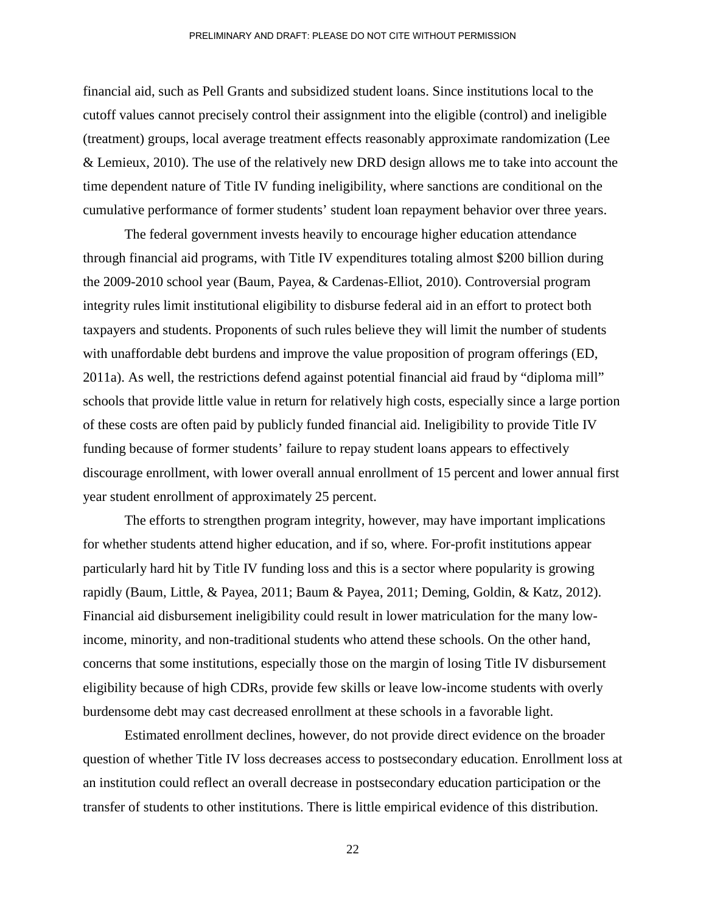financial aid, such as Pell Grants and subsidized student loans. Since institutions local to the cutoff values cannot precisely control their assignment into the eligible (control) and ineligible (treatment) groups, local average treatment effects reasonably approximate randomization (Lee & Lemieux, 2010). The use of the relatively new DRD design allows me to take into account the time dependent nature of Title IV funding ineligibility, where sanctions are conditional on the cumulative performance of former students' student loan repayment behavior over three years.

The federal government invests heavily to encourage higher education attendance through financial aid programs, with Title IV expenditures totaling almost $200 billion during the 2009-2010 school year (Baum, Payea, & Cardenas-Elliot, 2010). Controversial program integrity rules limit institutional eligibility to disburse federal aid in an effort to protect both taxpayers and students. Proponents of such rules believe they will limit the number of students with unaffordable debt burdens and improve the value proposition of program offerings (ED, 2011a). As well, the restrictions defend against potential financial aid fraud by "diploma mill" schools that provide little value in return for relatively high costs, especially since a large portion of these costs are often paid by publicly funded financial aid. Ineligibility to provide Title IV funding because of former students' failure to repay student loans appears to effectively discourage enrollment, with lower overall annual enrollment of 15 percent and lower annual first year student enrollment of approximately 25 percent.

The efforts to strengthen program integrity, however, may have important implications for whether students attend higher education, and if so, where. For-profit institutions appear particularly hard hit by Title IV funding loss and this is a sector where popularity is growing rapidly (Baum, Little, & Payea, 2011; Baum & Payea, 2011; Deming, Goldin, & Katz, 2012). Financial aid disbursement ineligibility could result in lower matriculation for the many low-income, minority, and non-traditional students who attend these schools. On the other hand, concerns that some institutions, especially those on the margin of losing Title IV disbursement eligibility because of high CDRs, provide few skills or leave low-income students with overly burdensome debt may cast decreased enrollment at these schools in a favorable light.

Estimated enrollment declines, however, do not provide direct evidence on the broader question of whether Title IV loss decreases access to postsecondary education. Enrollment loss at an institution could reflect an overall decrease in postsecondary education participation or the transfer of students to other institutions. There is little empirical evidence of this distribution.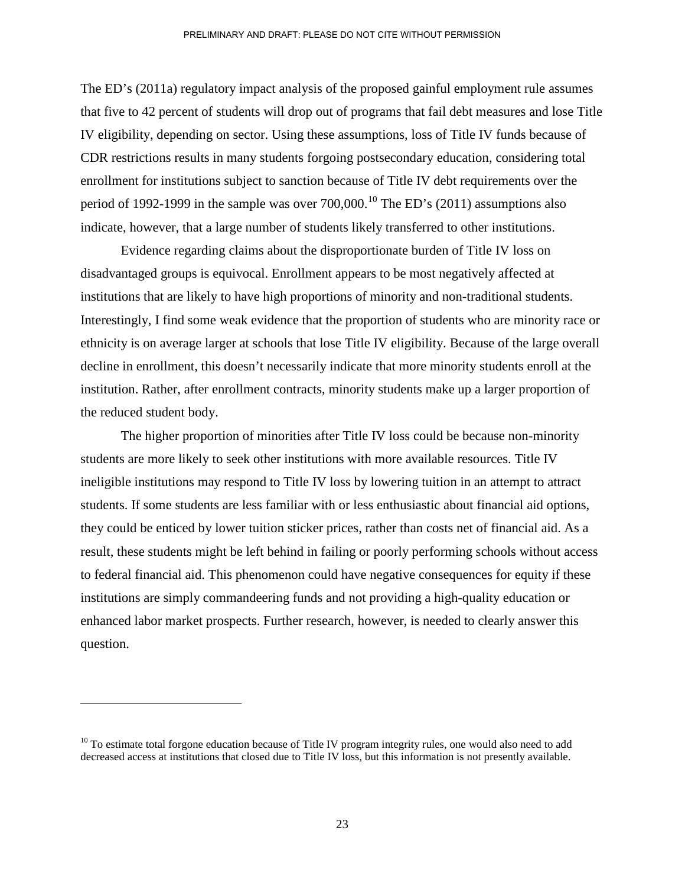The ED's (2011a) regulatory impact analysis of the proposed gainful employment rule assumes that five to 42 percent of students will drop out of programs that fail debt measures and lose Title IV eligibility, depending on sector. Using these assumptions, loss of Title IV funds because of CDR restrictions results in many students forgoing postsecondary education, considering total enrollment for institutions subject to sanction because of Title IV debt requirements over the period of 1992-1999 in the sample was over 700,000.[10] The ED's (2011) assumptions also indicate, however, that a large number of students likely transferred to other institutions.

Evidence regarding claims about the disproportionate burden of Title IV loss on disadvantaged groups is equivocal. Enrollment appears to be most negatively affected at institutions that are likely to have high proportions of minority and non-traditional students. Interestingly, I find some weak evidence that the proportion of students who are minority race or ethnicity is on average larger at schools that lose Title IV eligibility. Because of the large overall decline in enrollment, this doesn't necessarily indicate that more minority students enroll at the institution. Rather, after enrollment contracts, minority students make up a larger proportion of the reduced student body.

The higher proportion of minorities after Title IV loss could be because non-minority students are more likely to seek other institutions with more available resources. Title IV ineligible institutions may respond to Title IV loss by lowering tuition in an attempt to attract students. If some students are less familiar with or less enthusiastic about financial aid options, they could be enticed by lower tuition sticker prices, rather than costs net of financial aid. As a result, these students might be left behind in failing or poorly performing schools without access to federal financial aid. This phenomenon could have negative consequences for equity if these institutions are simply commandeering funds and not providing a high-quality education or enhanced labor market prospects. Further research, however, is needed to clearly answer this question.

---

[10] To estimate total forgone education because of Title IV program integrity rules, one would also need to add decreased access at institutions that closed due to Title IV loss, but this information is not presently available.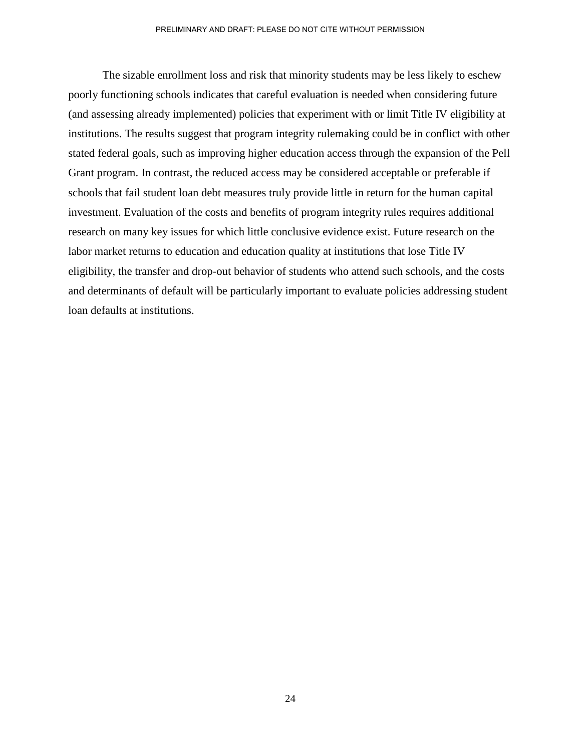The sizable enrollment loss and risk that minority students may be less likely to eschew poorly functioning schools indicates that careful evaluation is needed when considering future (and assessing already implemented) policies that experiment with or limit Title IV eligibility at institutions. The results suggest that program integrity rulemaking could be in conflict with other stated federal goals, such as improving higher education access through the expansion of the Pell Grant program. In contrast, the reduced access may be considered acceptable or preferable if schools that fail student loan debt measures truly provide little in return for the human capital investment. Evaluation of the costs and benefits of program integrity rules requires additional research on many key issues for which little conclusive evidence exist. Future research on the labor market returns to education and education quality at institutions that lose Title IV eligibility, the transfer and drop-out behavior of students who attend such schools, and the costs and determinants of default will be particularly important to evaluate policies addressing student loan defaults at institutions.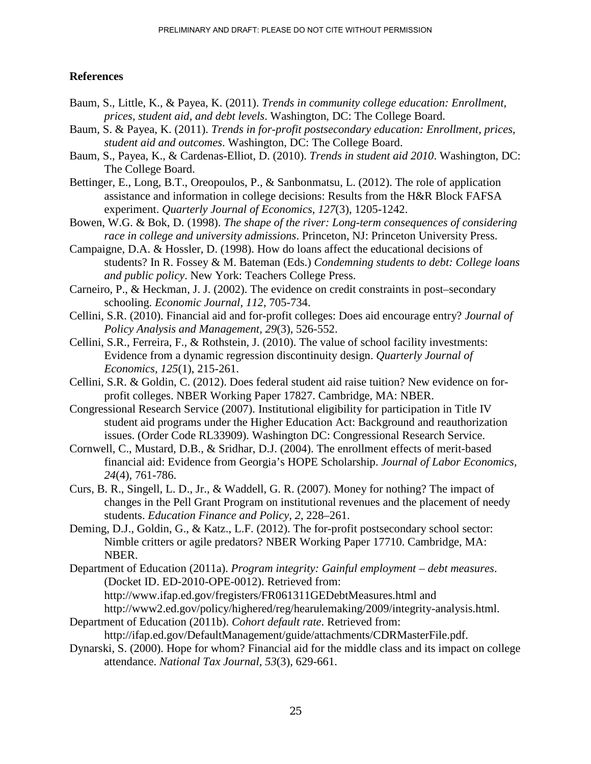## References

Baum, S., Little, K., & Payea, K. (2011). *Trends in community college education: Enrollment, prices, student aid, and debt levels*. Washington, DC: The College Board.

Baum, S. & Payea, K. (2011). *Trends in for-profit postsecondary education: Enrollment, prices, student aid and outcomes*. Washington, DC: The College Board.

Baum, S., Payea, K., & Cardenas-Elliot, D. (2010). *Trends in student aid 2010*. Washington, DC: The College Board.

Bettinger, E., Long, B.T., Oreopoulos, P., & Sanbonmatsu, L. (2012). The role of application assistance and information in college decisions: Results from the H&R Block FAFSA experiment. *Quarterly Journal of Economics, 127*(3), 1205-1242.

Bowen, W.G. & Bok, D. (1998). *The shape of the river: Long-term consequences of considering race in college and university admissions*. Princeton, NJ: Princeton University Press.

Campaigne, D.A. & Hossler, D. (1998). How do loans affect the educational decisions of students? In R. Fossey & M. Bateman (Eds.) *Condemning students to debt: College loans and public policy*. New York: Teachers College Press.

Carneiro, P., & Heckman, J. J. (2002). The evidence on credit constraints in post–secondary schooling. *Economic Journal, 112*, 705-734.

Cellini, S.R. (2010). Financial aid and for-profit colleges: Does aid encourage entry? *Journal of Policy Analysis and Management, 29*(3), 526-552.

Cellini, S.R., Ferreira, F., & Rothstein, J. (2010). The value of school facility investments: Evidence from a dynamic regression discontinuity design. *Quarterly Journal of Economics, 125*(1), 215-261.

Cellini, S.R. & Goldin, C. (2012). Does federal student aid raise tuition? New evidence on for-profit colleges. NBER Working Paper 17827. Cambridge, MA: NBER.

Congressional Research Service (2007). Institutional eligibility for participation in Title IV student aid programs under the Higher Education Act: Background and reauthorization issues. (Order Code RL33909). Washington DC: Congressional Research Service.

Cornwell, C., Mustard, D.B., & Sridhar, D.J. (2004). The enrollment effects of merit-based financial aid: Evidence from Georgia's HOPE Scholarship. *Journal of Labor Economics, 24*(4), 761-786.

Curs, B. R., Singell, L. D., Jr., & Waddell, G. R. (2007). Money for nothing? The impact of changes in the Pell Grant Program on institutional revenues and the placement of needy students. *Education Finance and Policy, 2*, 228–261.

Deming, D.J., Goldin, G., & Katz., L.F. (2012). The for-profit postsecondary school sector: Nimble critters or agile predators? NBER Working Paper 17710. Cambridge, MA: NBER.

Department of Education (2011a). *Program integrity: Gainful employment – debt measures*. (Docket ID. ED-2010-OPE-0012). Retrieved from: http://www.ifap.ed.gov/fregisters/FR061311GEDebtMeasures.html and http://www2.ed.gov/policy/highered/reg/hearulemaking/2009/integrity-analysis.html.

Department of Education (2011b). *Cohort default rate*. Retrieved from: http://ifap.ed.gov/DefaultManagement/guide/attachments/CDRMasterFile.pdf.

Dynarski, S. (2000). Hope for whom? Financial aid for the middle class and its impact on college attendance. *National Tax Journal, 53*(3), 629-661.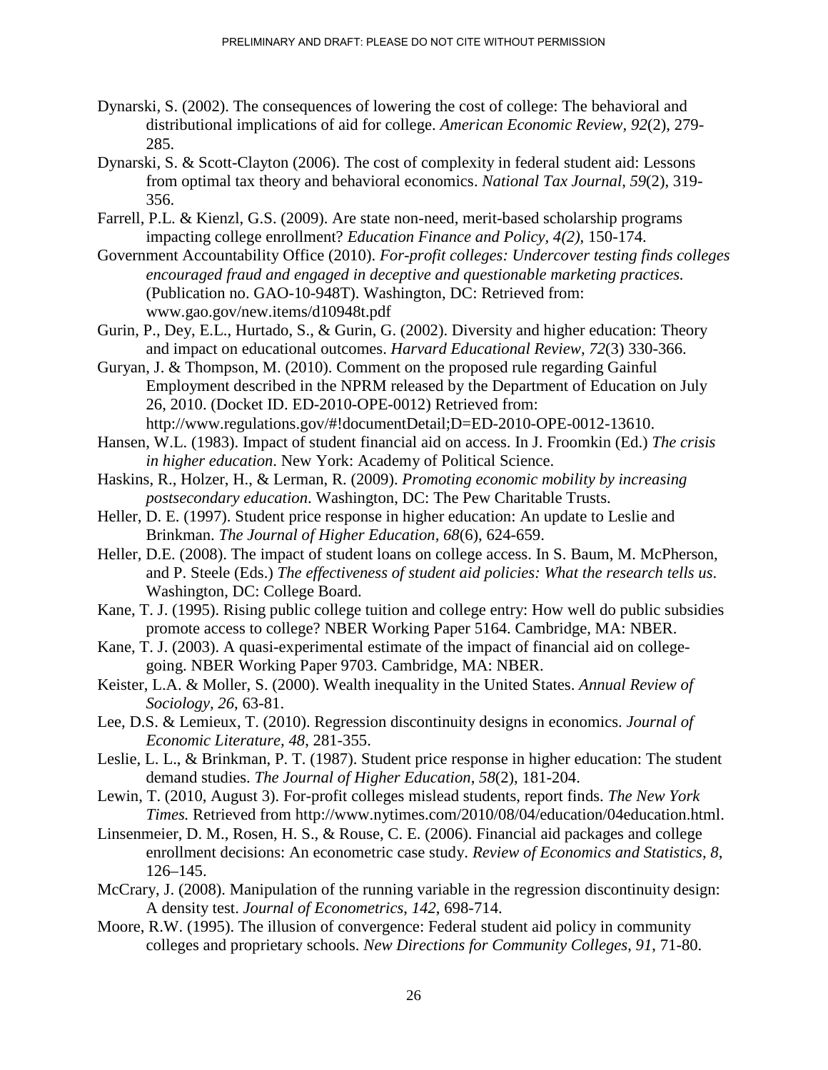Dynarski, S. (2002). The consequences of lowering the cost of college: The behavioral and distributional implications of aid for college. *American Economic Review, 92*(2), 279-285.

Dynarski, S. & Scott-Clayton (2006). The cost of complexity in federal student aid: Lessons from optimal tax theory and behavioral economics. *National Tax Journal*, *59*(2), 319-356.

Farrell, P.L. & Kienzl, G.S. (2009). Are state non-need, merit-based scholarship programs impacting college enrollment? *Education Finance and Policy, 4(2)*, 150-174.

Government Accountability Office (2010). *For-profit colleges: Undercover testing finds colleges encouraged fraud and engaged in deceptive and questionable marketing practices.* (Publication no. GAO-10-948T). Washington, DC: Retrieved from: www.gao.gov/new.items/d10948t.pdf

Gurin, P., Dey, E.L., Hurtado, S., & Gurin, G. (2002). Diversity and higher education: Theory and impact on educational outcomes. *Harvard Educational Review, 72*(3) 330-366.

Guryan, J. & Thompson, M. (2010). Comment on the proposed rule regarding Gainful Employment described in the NPRM released by the Department of Education on July 26, 2010. (Docket ID. ED-2010-OPE-0012) Retrieved from: http://www.regulations.gov/#!documentDetail;D=ED-2010-OPE-0012-13610.

Hansen, W.L. (1983). Impact of student financial aid on access. In J. Froomkin (Ed.) *The crisis in higher education*. New York: Academy of Political Science.

Haskins, R., Holzer, H., & Lerman, R. (2009). *Promoting economic mobility by increasing postsecondary education*. Washington, DC: The Pew Charitable Trusts.

Heller, D. E. (1997). Student price response in higher education: An update to Leslie and Brinkman. *The Journal of Higher Education*, *68*(6), 624-659.

Heller, D.E. (2008). The impact of student loans on college access. In S. Baum, M. McPherson, and P. Steele (Eds.) *The effectiveness of student aid policies: What the research tells us*. Washington, DC: College Board.

Kane, T. J. (1995). Rising public college tuition and college entry: How well do public subsidies promote access to college? NBER Working Paper 5164. Cambridge, MA: NBER.

Kane, T. J. (2003). A quasi-experimental estimate of the impact of financial aid on college-going. NBER Working Paper 9703. Cambridge, MA: NBER.

Keister, L.A. & Moller, S. (2000). Wealth inequality in the United States. *Annual Review of Sociology*, *26*, 63-81.

Lee, D.S. & Lemieux, T. (2010). Regression discontinuity designs in economics. *Journal of Economic Literature, 48*, 281-355.

Leslie, L. L., & Brinkman, P. T. (1987). Student price response in higher education: The student demand studies. *The Journal of Higher Education*, *58*(2), 181-204.

Lewin, T. (2010, August 3). For-profit colleges mislead students, report finds. *The New York Times.* Retrieved from http://www.nytimes.com/2010/08/04/education/04education.html.

Linsenmeier, D. M., Rosen, H. S., & Rouse, C. E. (2006). Financial aid packages and college enrollment decisions: An econometric case study. *Review of Economics and Statistics, 8*, 126–145.

McCrary, J. (2008). Manipulation of the running variable in the regression discontinuity design: A density test. *Journal of Econometrics*, *142*, 698-714.

Moore, R.W. (1995). The illusion of convergence: Federal student aid policy in community colleges and proprietary schools. *New Directions for Community Colleges*, *91*, 71-80.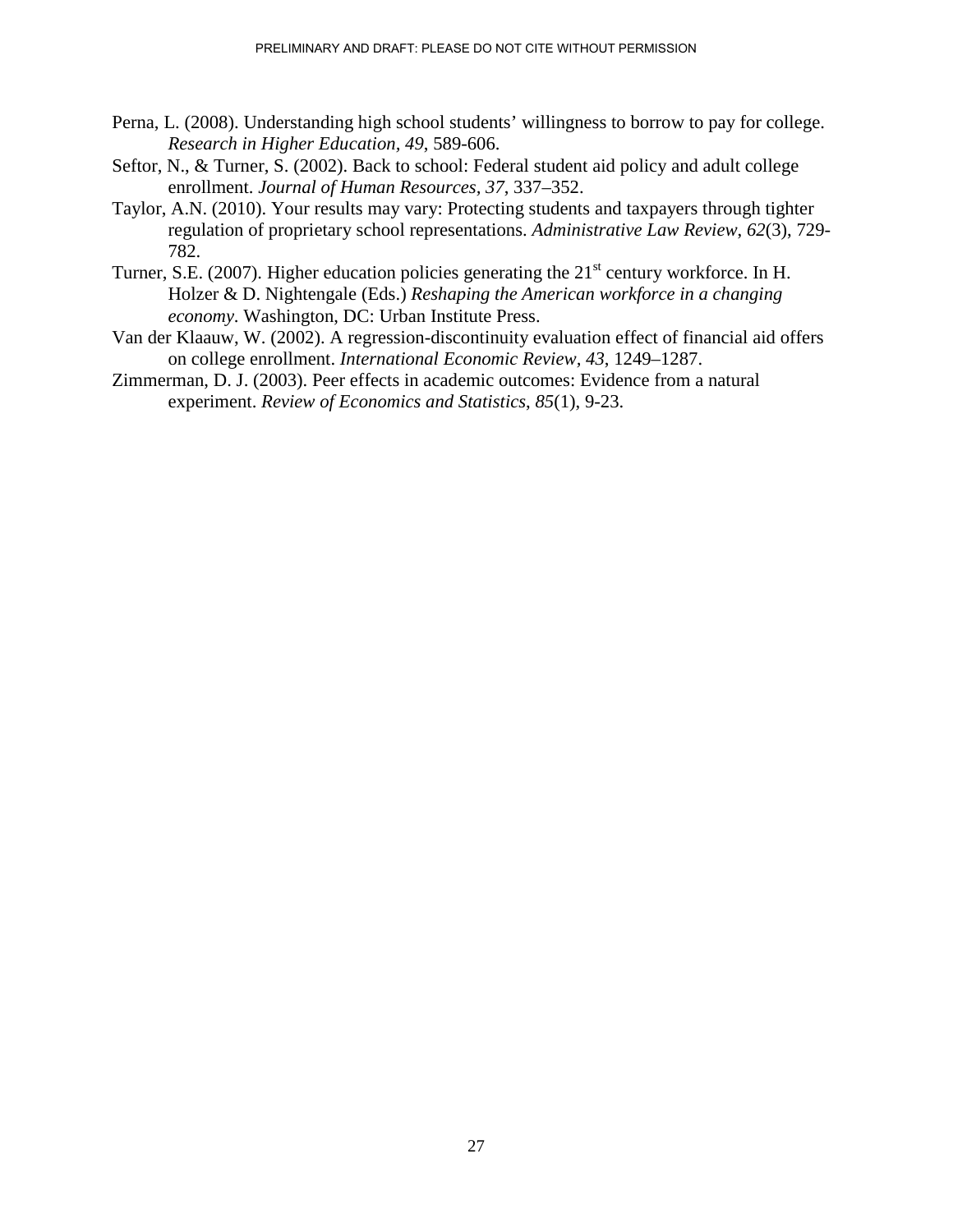Perna, L. (2008). Understanding high school students' willingness to borrow to pay for college. *Research in Higher Education, 49*, 589-606.

Seftor, N., & Turner, S. (2002). Back to school: Federal student aid policy and adult college enrollment. *Journal of Human Resources, 37*, 337–352.

Taylor, A.N. (2010). Your results may vary: Protecting students and taxpayers through tighter regulation of proprietary school representations. *Administrative Law Review*, *62*(3), 729-782.

Turner, S.E. (2007). Higher education policies generating the 21st century workforce. In H. Holzer & D. Nightengale (Eds.) *Reshaping the American workforce in a changing economy*. Washington, DC: Urban Institute Press.

Van der Klaauw, W. (2002). A regression-discontinuity evaluation effect of financial aid offers on college enrollment. *International Economic Review*, *43*, 1249–1287.

Zimmerman, D. J. (2003). Peer effects in academic outcomes: Evidence from a natural experiment. *Review of Economics and Statistics*, *85*(1), 9-23.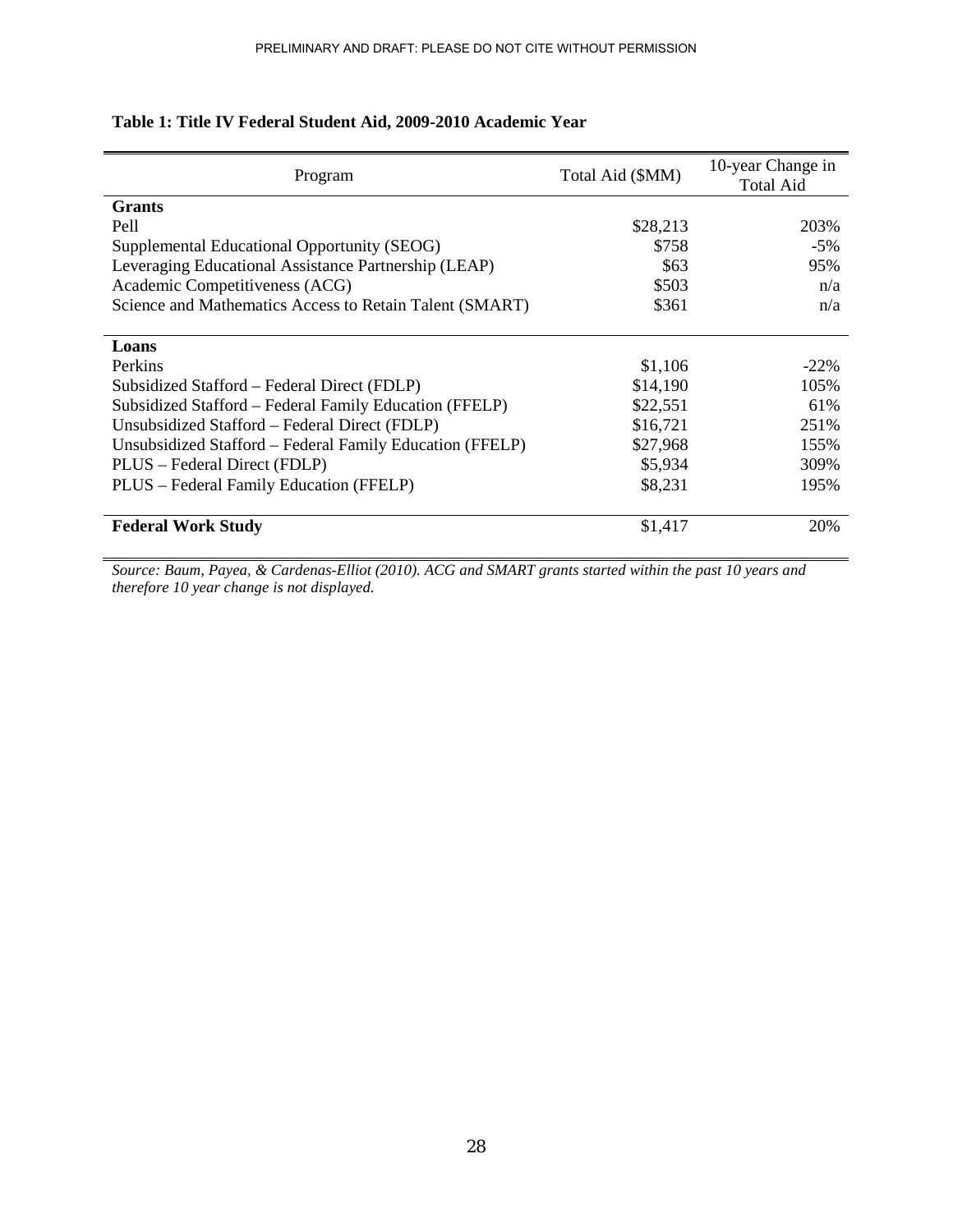**Table 1: Title IV Federal Student Aid, 2009-2010 Academic Year**

| Program | Total Aid ($MM) | 10-year Change in Total Aid |
|---|---|---|
| **Grants** | | |
| Pell | $28,213 | 203% |
| Supplemental Educational Opportunity (SEOG) | $758 | -5% |
| Leveraging Educational Assistance Partnership (LEAP) | $63 | 95% |
| Academic Competitiveness (ACG) | $503 | n/a |
| Science and Mathematics Access to Retain Talent (SMART) | $361 | n/a |
| **Loans** | | |
| Perkins | $1,106 | -22% |
| Subsidized Stafford – Federal Direct (FDLP) | $14,190 | 105% |
| Subsidized Stafford – Federal Family Education (FFELP) | $22,551 | 61% |
| Unsubsidized Stafford – Federal Direct (FDLP) | $16,721 | 251% |
| Unsubsidized Stafford – Federal Family Education (FFELP) | $27,968 | 155% |
| PLUS – Federal Direct (FDLP) | $5,934 | 309% |
| PLUS – Federal Family Education (FFELP) | $8,231 | 195% |
| **Federal Work Study** | $1,417 | 20% |

*Source: Baum, Payea, & Cardenas-Elliot (2010). ACG and SMART grants started within the past 10 years and therefore 10 year change is not displayed.*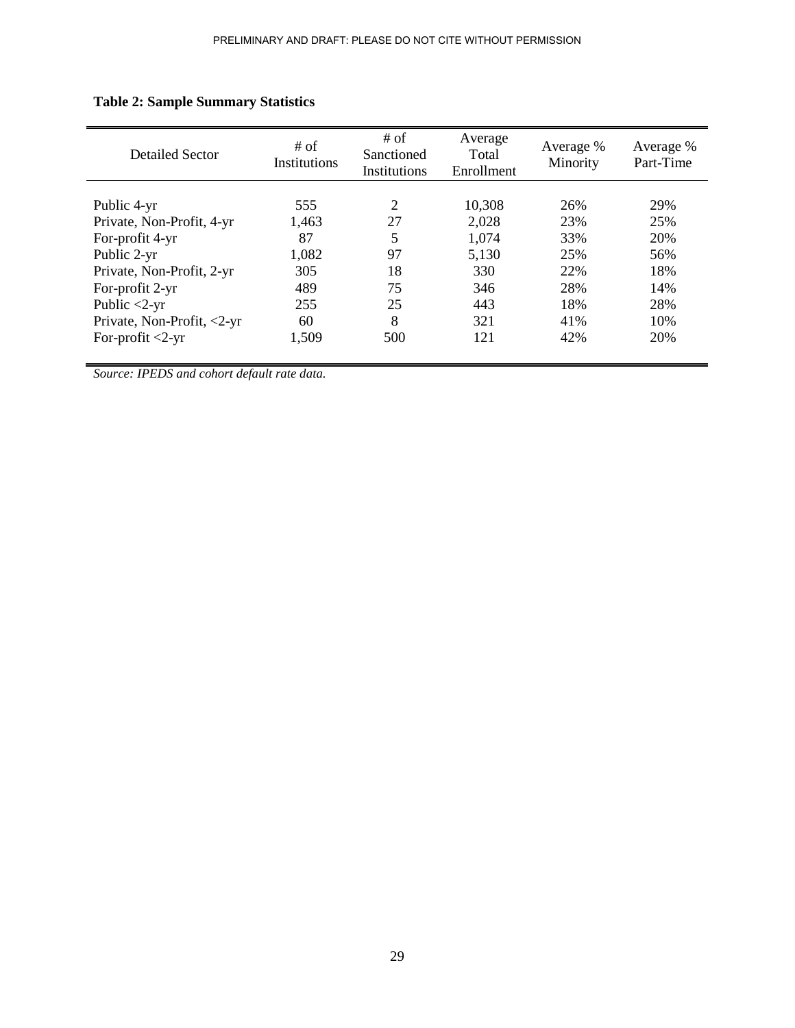**Table 2: Sample Summary Statistics**

| Detailed Sector | # of Institutions | # of Sanctioned Institutions | Average Total Enrollment | Average % Minority | Average % Part-Time |
|---|---|---|---|---|---|
| Public 4-yr | 555 | 2 | 10,308 | 26% | 29% |
| Private, Non-Profit, 4-yr | 1,463 | 27 | 2,028 | 23% | 25% |
| For-profit 4-yr | 87 | 5 | 1,074 | 33% | 20% |
| Public 2-yr | 1,082 | 97 | 5,130 | 25% | 56% |
| Private, Non-Profit, 2-yr | 305 | 18 | 330 | 22% | 18% |
| For-profit 2-yr | 489 | 75 | 346 | 28% | 14% |
| Public <2-yr | 255 | 25 | 443 | 18% | 28% |
| Private, Non-Profit, <2-yr | 60 | 8 | 321 | 41% | 10% |
| For-profit <2-yr | 1,509 | 500 | 121 | 42% | 20% |

*Source: IPEDS and cohort default rate data.*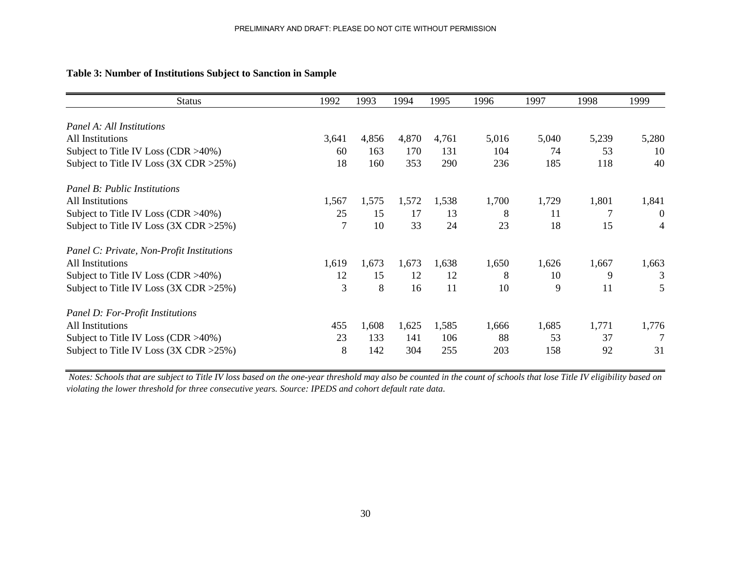**Table 3: Number of Institutions Subject to Sanction in Sample**

| Status | 1992 | 1993 | 1994 | 1995 | 1996 | 1997 | 1998 | 1999 |
|---|---|---|---|---|---|---|---|---|
| *Panel A: All Institutions* | | | | | | | | |
| All Institutions | 3,641 | 4,856 | 4,870 | 4,761 | 5,016 | 5,040 | 5,239 | 5,280 |
| Subject to Title IV Loss (CDR >40%) | 60 | 163 | 170 | 131 | 104 | 74 | 53 | 10 |
| Subject to Title IV Loss (3X CDR >25%) | 18 | 160 | 353 | 290 | 236 | 185 | 118 | 40 |
| *Panel B: Public Institutions* | | | | | | | | |
| All Institutions | 1,567 | 1,575 | 1,572 | 1,538 | 1,700 | 1,729 | 1,801 | 1,841 |
| Subject to Title IV Loss (CDR >40%) | 25 | 15 | 17 | 13 | 8 | 11 | 7 | 0 |
| Subject to Title IV Loss (3X CDR >25%) | 7 | 10 | 33 | 24 | 23 | 18 | 15 | 4 |
| *Panel C: Private, Non-Profit Institutions* | | | | | | | | |
| All Institutions | 1,619 | 1,673 | 1,673 | 1,638 | 1,650 | 1,626 | 1,667 | 1,663 |
| Subject to Title IV Loss (CDR >40%) | 12 | 15 | 12 | 12 | 8 | 10 | 9 | 3 |
| Subject to Title IV Loss (3X CDR >25%) | 3 | 8 | 16 | 11 | 10 | 9 | 11 | 5 |
| *Panel D: For-Profit Institutions* | | | | | | | | |
| All Institutions | 455 | 1,608 | 1,625 | 1,585 | 1,666 | 1,685 | 1,771 | 1,776 |
| Subject to Title IV Loss (CDR >40%) | 23 | 133 | 141 | 106 | 88 | 53 | 37 | 7 |
| Subject to Title IV Loss (3X CDR >25%) | 8 | 142 | 304 | 255 | 203 | 158 | 92 | 31 |

*Notes: Schools that are subject to Title IV loss based on the one-year threshold may also be counted in the count of schools that lose Title IV eligibility based on violating the lower threshold for three consecutive years. Source: IPEDS and cohort default rate data.*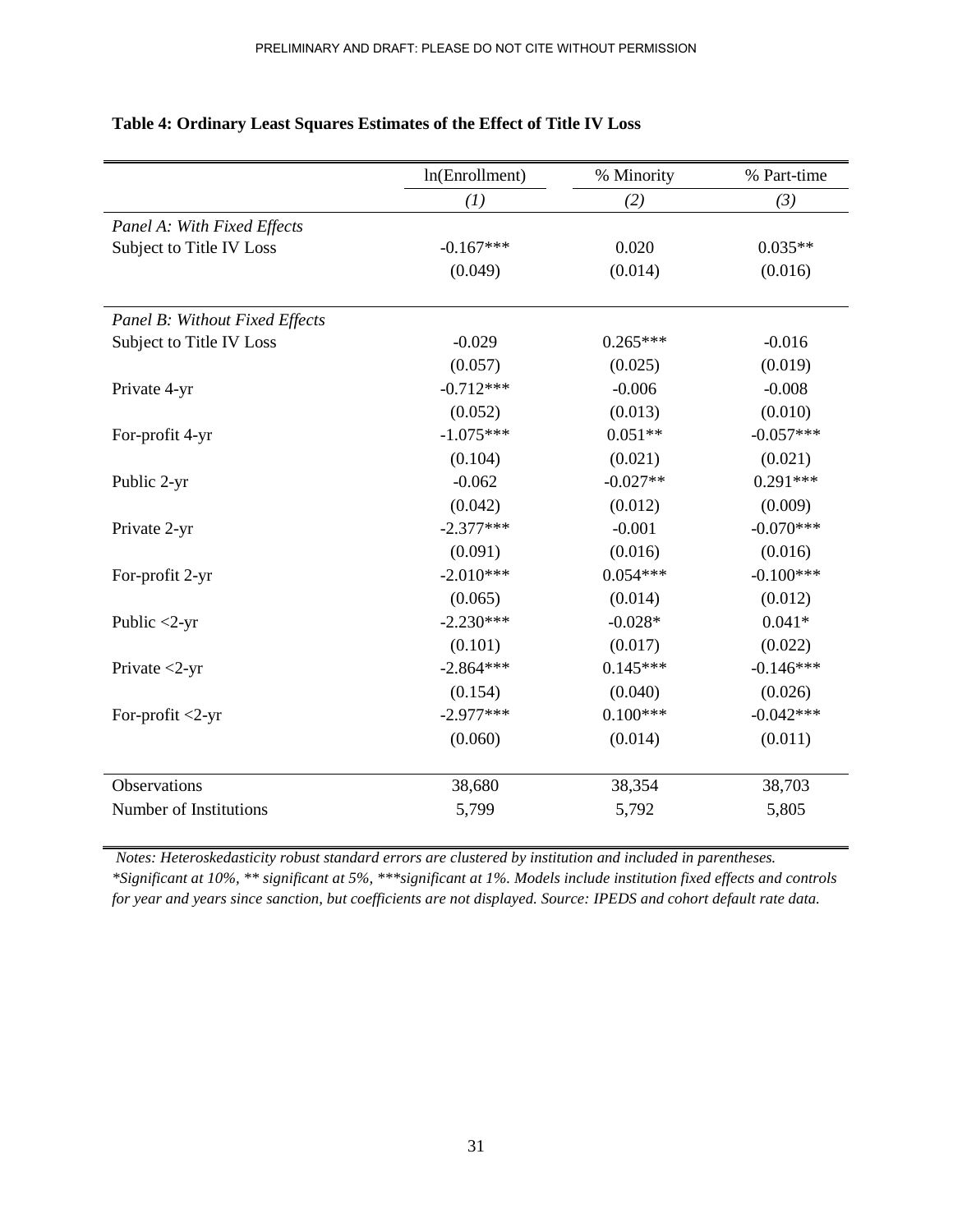**Table 4: Ordinary Least Squares Estimates of the Effect of Title IV Loss**

| | ln(Enrollment) | % Minority | % Part-time |
|---|---|---|---|
| | *(1)* | *(2)* | *(3)* |
| *Panel A: With Fixed Effects* | | | |
| Subject to Title IV Loss | -0.167*** | 0.020 | 0.035** |
| | (0.049) | (0.014) | (0.016) |
| *Panel B: Without Fixed Effects* | | | |
| Subject to Title IV Loss | -0.029 | 0.265*** | -0.016 |
| | (0.057) | (0.025) | (0.019) |
| Private 4-yr | -0.712*** | -0.006 | -0.008 |
| | (0.052) | (0.013) | (0.010) |
| For-profit 4-yr | -1.075*** | 0.051** | -0.057*** |
| | (0.104) | (0.021) | (0.021) |
| Public 2-yr | -0.062 | -0.027** | 0.291*** |
| | (0.042) | (0.012) | (0.009) |
| Private 2-yr | -2.377*** | -0.001 | -0.070*** |
| | (0.091) | (0.016) | (0.016) |
| For-profit 2-yr | -2.010*** | 0.054*** | -0.100*** |
| | (0.065) | (0.014) | (0.012) |
| Public <2-yr | -2.230*** | -0.028* | 0.041* |
| | (0.101) | (0.017) | (0.022) |
| Private <2-yr | -2.864*** | 0.145*** | -0.146*** |
| | (0.154) | (0.040) | (0.026) |
| For-profit <2-yr | -2.977*** | 0.100*** | -0.042*** |
| | (0.060) | (0.014) | (0.011) |
| Observations | 38,680 | 38,354 | 38,703 |
| Number of Institutions | 5,799 | 5,792 | 5,805 |

*Notes: Heteroskedasticity robust standard errors are clustered by institution and included in parentheses. *Significant at 10%, ** significant at 5%, ***significant at 1%. Models include institution fixed effects and controls for year and years since sanction, but coefficients are not displayed. Source: IPEDS and cohort default rate data.*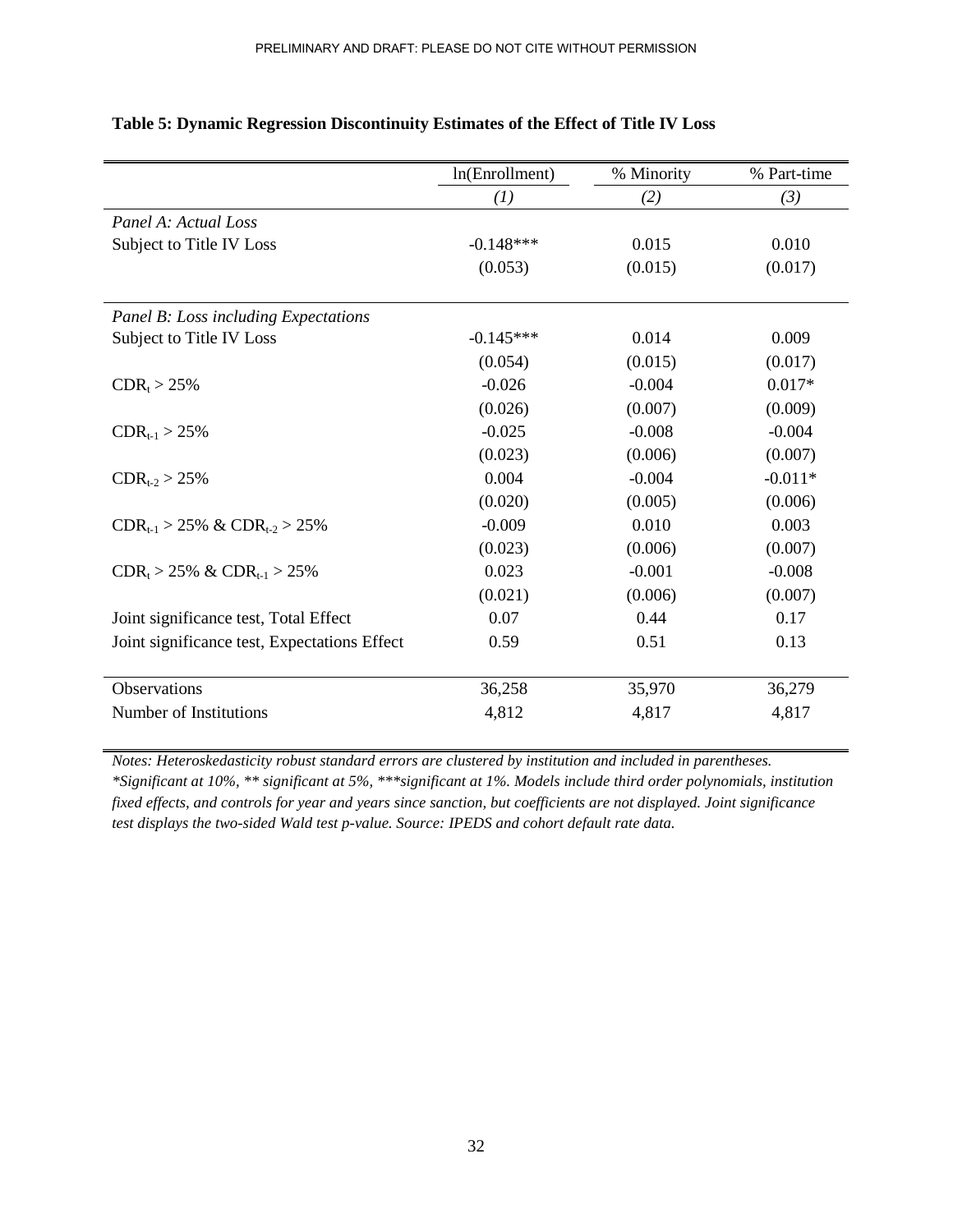**Table 5: Dynamic Regression Discontinuity Estimates of the Effect of Title IV Loss**

| | ln(Enrollment) | % Minority | % Part-time |
|---|---|---|---|
| | *(1)* | *(2)* | *(3)* |
| *Panel A: Actual Loss* | | | |
| Subject to Title IV Loss | -0.148*** | 0.015 | 0.010 |
| | (0.053) | (0.015) | (0.017) |
| *Panel B: Loss including Expectations* | | | |
| Subject to Title IV Loss | -0.145*** | 0.014 | 0.009 |
| | (0.054) | (0.015) | (0.017) |
| $CDR_t > 25\%$ | -0.026 | -0.004 | 0.017* |
| | (0.026) | (0.007) | (0.009) |
| $CDR_{t-1} > 25\%$ | -0.025 | -0.008 | -0.004 |
| | (0.023) | (0.006) | (0.007) |
| $CDR_{t-2} > 25\%$ | 0.004 | -0.004 | -0.011* |
| | (0.020) | (0.005) | (0.006) |
| $CDR_{t-1} > 25\%$ & $CDR_{t-2} > 25\%$ | -0.009 | 0.010 | 0.003 |
| | (0.023) | (0.006) | (0.007) |
| $CDR_t > 25\%$ & $CDR_{t-1} > 25\%$ | 0.023 | -0.001 | -0.008 |
| | (0.021) | (0.006) | (0.007) |
| Joint significance test, Total Effect | 0.07 | 0.44 | 0.17 |
| Joint significance test, Expectations Effect | 0.59 | 0.51 | 0.13 |
| Observations | 36,258 | 35,970 | 36,279 |
| Number of Institutions | 4,812 | 4,817 | 4,817 |

*Notes: Heteroskedasticity robust standard errors are clustered by institution and included in parentheses. *Significant at 10%, ** significant at 5%, ***significant at 1%. Models include third order polynomials, institution fixed effects, and controls for year and years since sanction, but coefficients are not displayed. Joint significance test displays the two-sided Wald test p-value. Source: IPEDS and cohort default rate data.*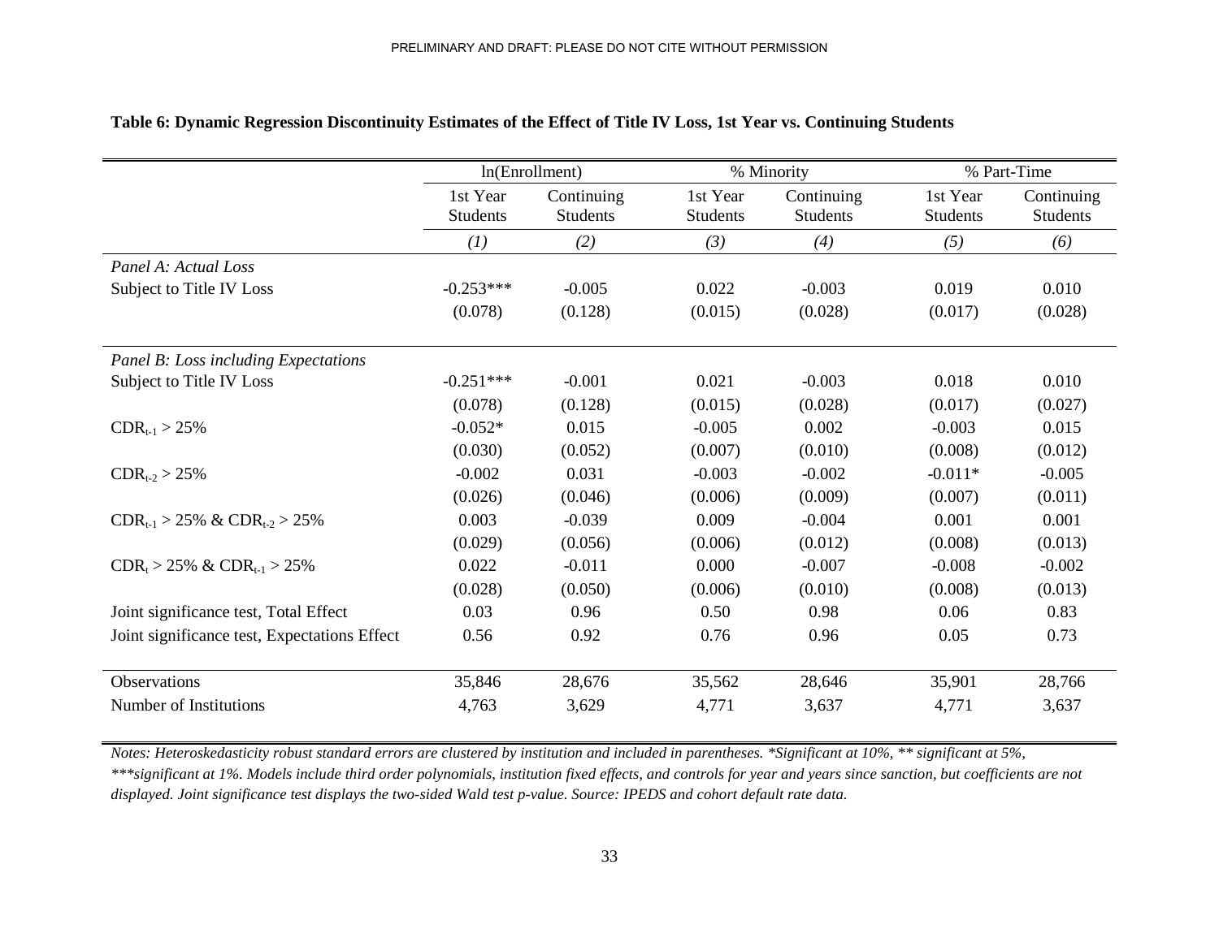**Table 6: Dynamic Regression Discontinuity Estimates of the Effect of Title IV Loss, 1st Year vs. Continuing Students**

| | ln(Enrollment) | | % Minority | | % Part-Time | |
|---|---|---|---|---|---|---|
| | 1st Year Students | Continuing Students | 1st Year Students | Continuing Students | 1st Year Students | Continuing Students |
| | *(1)* | *(2)* | *(3)* | *(4)* | *(5)* | *(6)* |
| *Panel A: Actual Loss* | | | | | | |
| Subject to Title IV Loss | -0.253*** | -0.005 | 0.022 | -0.003 | 0.019 | 0.010 |
| | (0.078) | (0.128) | (0.015) | (0.028) | (0.017) | (0.028) |
| *Panel B: Loss including Expectations* | | | | | | |
| Subject to Title IV Loss | -0.251*** | -0.001 | 0.021 | -0.003 | 0.018 | 0.010 |
| | (0.078) | (0.128) | (0.015) | (0.028) | (0.017) | (0.027) |
| $CDR_{t-1} > 25\%$ | -0.052* | 0.015 | -0.005 | 0.002 | -0.003 | 0.015 |
| | (0.030) | (0.052) | (0.007) | (0.010) | (0.008) | (0.012) |
| $CDR_{t-2} > 25\%$ | -0.002 | 0.031 | -0.003 | -0.002 | -0.011* | -0.005 |
| | (0.026) | (0.046) | (0.006) | (0.009) | (0.007) | (0.011) |
| $CDR_{t-1} > 25\%$ & $CDR_{t-2} > 25\%$ | 0.003 | -0.039 | 0.009 | -0.004 | 0.001 | 0.001 |
| | (0.029) | (0.056) | (0.006) | (0.012) | (0.008) | (0.013) |
| $CDR_{t} > 25\%$ & $CDR_{t-1} > 25\%$ | 0.022 | -0.011 | 0.000 | -0.007 | -0.008 | -0.002 |
| | (0.028) | (0.050) | (0.006) | (0.010) | (0.008) | (0.013) |
| Joint significance test, Total Effect | 0.03 | 0.96 | 0.50 | 0.98 | 0.06 | 0.83 |
| Joint significance test, Expectations Effect | 0.56 | 0.92 | 0.76 | 0.96 | 0.05 | 0.73 |
| Observations | 35,846 | 28,676 | 35,562 | 28,646 | 35,901 | 28,766 |
| Number of Institutions | 4,763 | 3,629 | 4,771 | 3,637 | 4,771 | 3,637 |

*Notes: Heteroskedasticity robust standard errors are clustered by institution and included in parentheses. *Significant at 10%, ** significant at 5%, ***significant at 1%. Models include third order polynomials, institution fixed effects, and controls for year and years since sanction, but coefficients are not displayed. Joint significance test displays the two-sided Wald test p-value. Source: IPEDS and cohort default rate data.*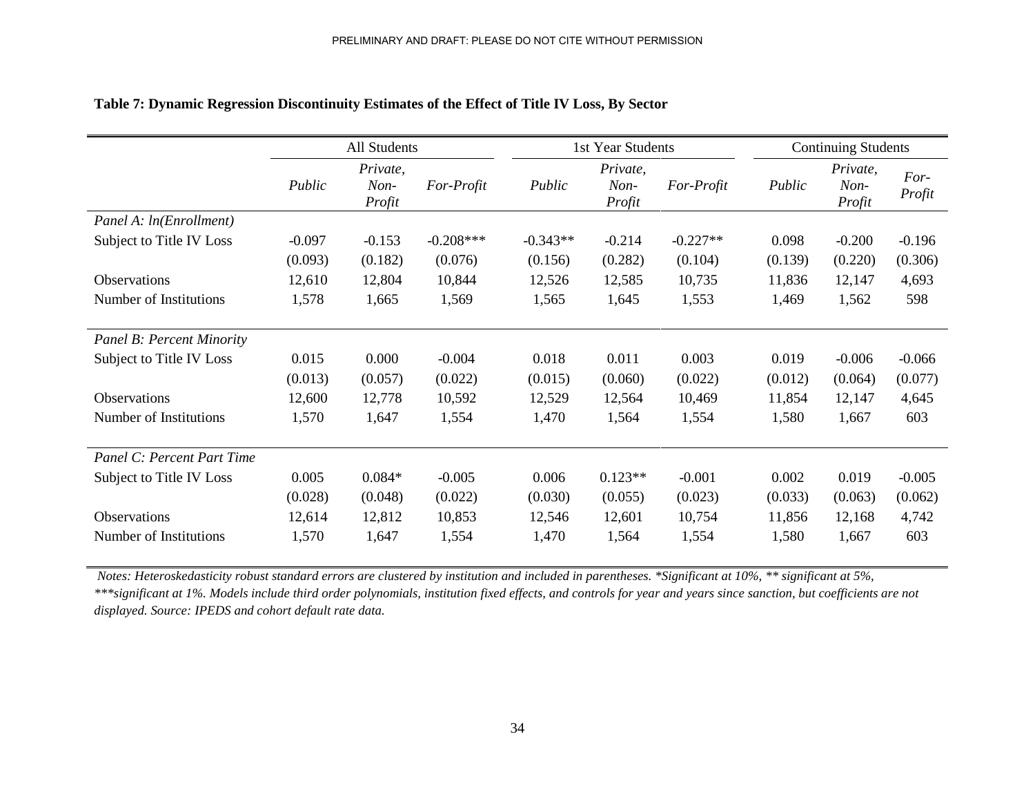**Table 7: Dynamic Regression Discontinuity Estimates of the Effect of Title IV Loss, By Sector**

| | All Students | | | 1st Year Students | | | Continuing Students | | |
|---|---|---|---|---|---|---|---|---|---|
| | *Public* | *Private, Non-Profit* | *For-Profit* | *Public* | *Private, Non-Profit* | *For-Profit* | *Public* | *Private, Non-Profit* | *For-Profit* |
| *Panel A: ln(Enrollment)* | | | | | | | | | |
| Subject to Title IV Loss | -0.097 | -0.153 | -0.208*** | -0.343** | -0.214 | -0.227** | 0.098 | -0.200 | -0.196 |
| | (0.093) | (0.182) | (0.076) | (0.156) | (0.282) | (0.104) | (0.139) | (0.220) | (0.306) |
| Observations | 12,610 | 12,804 | 10,844 | 12,526 | 12,585 | 10,735 | 11,836 | 12,147 | 4,693 |
| Number of Institutions | 1,578 | 1,665 | 1,569 | 1,565 | 1,645 | 1,553 | 1,469 | 1,562 | 598 |
| *Panel B: Percent Minority* | | | | | | | | | |
| Subject to Title IV Loss | 0.015 | 0.000 | -0.004 | 0.018 | 0.011 | 0.003 | 0.019 | -0.006 | -0.066 |
| | (0.013) | (0.057) | (0.022) | (0.015) | (0.060) | (0.022) | (0.012) | (0.064) | (0.077) |
| Observations | 12,600 | 12,778 | 10,592 | 12,529 | 12,564 | 10,469 | 11,854 | 12,147 | 4,645 |
| Number of Institutions | 1,570 | 1,647 | 1,554 | 1,470 | 1,564 | 1,554 | 1,580 | 1,667 | 603 |
| *Panel C: Percent Part Time* | | | | | | | | | |
| Subject to Title IV Loss | 0.005 | 0.084* | -0.005 | 0.006 | 0.123** | -0.001 | 0.002 | 0.019 | -0.005 |
| | (0.028) | (0.048) | (0.022) | (0.030) | (0.055) | (0.023) | (0.033) | (0.063) | (0.062) |
| Observations | 12,614 | 12,812 | 10,853 | 12,546 | 12,601 | 10,754 | 11,856 | 12,168 | 4,742 |
| Number of Institutions | 1,570 | 1,647 | 1,554 | 1,470 | 1,564 | 1,554 | 1,580 | 1,667 | 603 |

*Notes: Heteroskedasticity robust standard errors are clustered by institution and included in parentheses. *Significant at 10%, ** significant at 5%, ***significant at 1%. Models include third order polynomials, institution fixed effects, and controls for year and years since sanction, but coefficients are not displayed. Source: IPEDS and cohort default rate data.*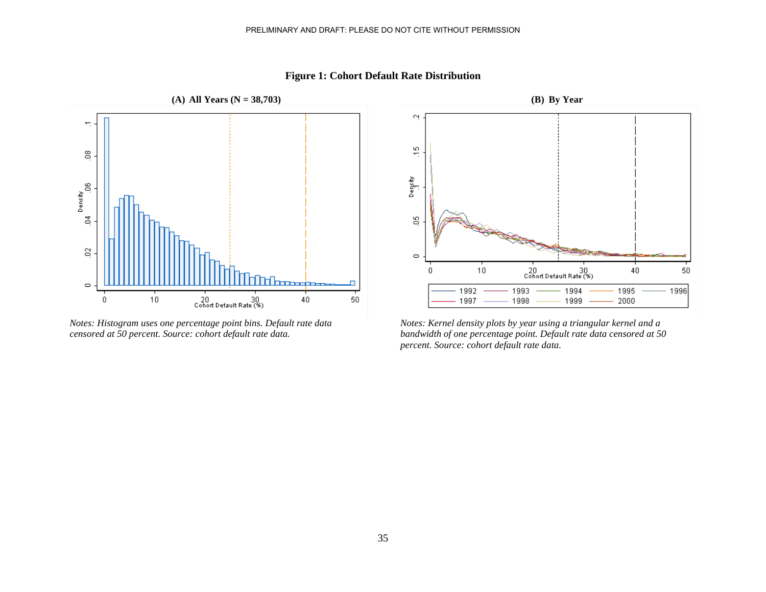**Figure 1: Cohort Default Rate Distribution**

**(A) All Years (N = 38,703)**

*Notes: Histogram uses one percentage point bins. Default rate data censored at 50 percent. Source: cohort default rate data.*

**(B) By Year**

*Notes: Kernel density plots by year using a triangular kernel and a bandwidth of one percentage point. Default rate data censored at 50 percent. Source: cohort default rate data.*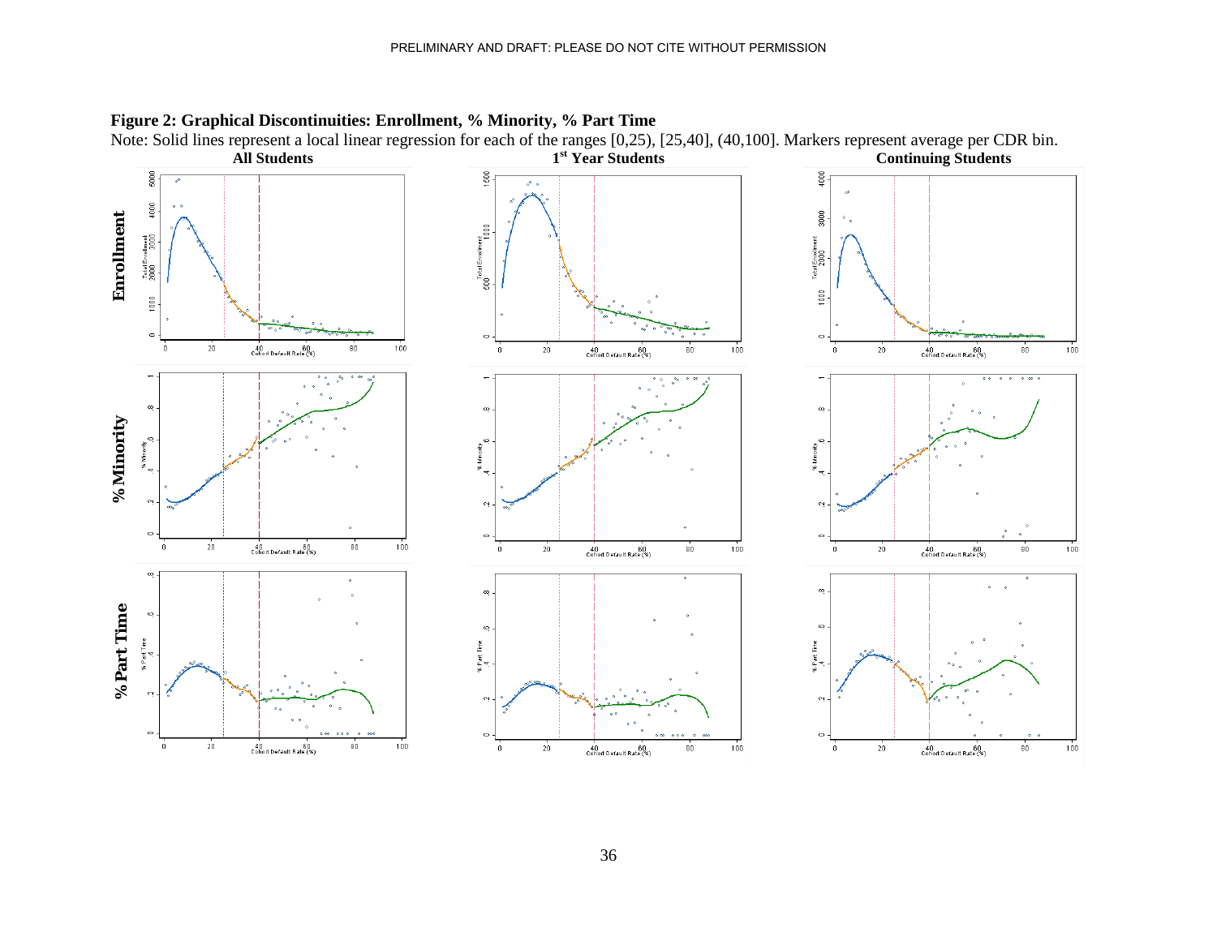**Figure 2: Graphical Discontinuities: Enrollment, % Minority, % Part Time**

Note: Solid lines represent a local linear regression for each of the ranges [0,25), [25,40], (40,100]. Markers represent average per CDR bin.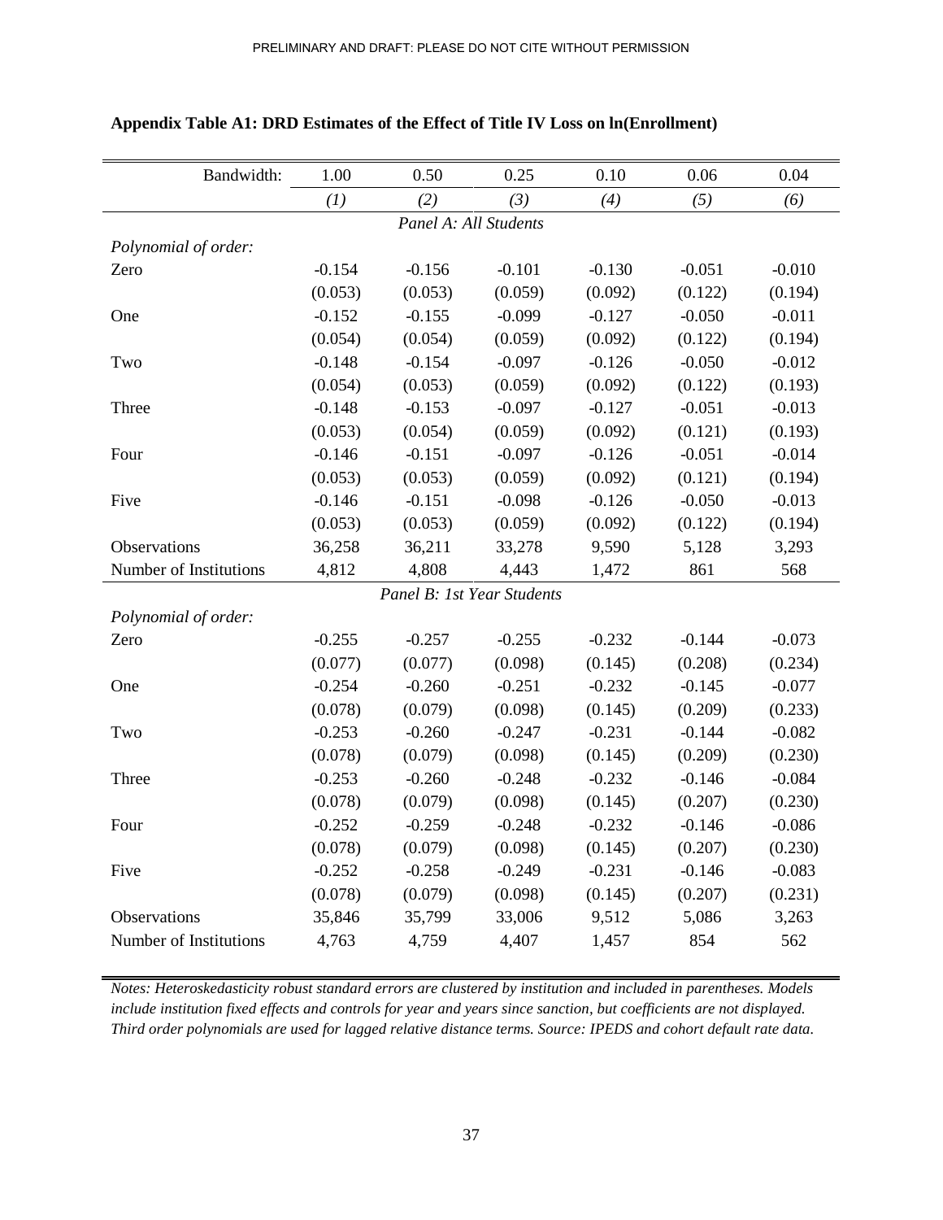**Appendix Table A1: DRD Estimates of the Effect of Title IV Loss on ln(Enrollment)**

| Bandwidth: | 1.00 | 0.50 | 0.25 | 0.10 | 0.06 | 0.04 |
|---|---|---|---|---|---|---|
| | *(1)* | *(2)* | *(3)* | *(4)* | *(5)* | *(6)* |
| | | | *Panel A: All Students* | | | |
| *Polynomial of order:* | | | | | | |
| Zero | -0.154 | -0.156 | -0.101 | -0.130 | -0.051 | -0.010 |
| | (0.053) | (0.053) | (0.059) | (0.092) | (0.122) | (0.194) |
| One | -0.152 | -0.155 | -0.099 | -0.127 | -0.050 | -0.011 |
| | (0.054) | (0.054) | (0.059) | (0.092) | (0.122) | (0.194) |
| Two | -0.148 | -0.154 | -0.097 | -0.126 | -0.050 | -0.012 |
| | (0.054) | (0.053) | (0.059) | (0.092) | (0.122) | (0.193) |
| Three | -0.148 | -0.153 | -0.097 | -0.127 | -0.051 | -0.013 |
| | (0.053) | (0.054) | (0.059) | (0.092) | (0.121) | (0.193) |
| Four | -0.146 | -0.151 | -0.097 | -0.126 | -0.051 | -0.014 |
| | (0.053) | (0.053) | (0.059) | (0.092) | (0.121) | (0.194) |
| Five | -0.146 | -0.151 | -0.098 | -0.126 | -0.050 | -0.013 |
| | (0.053) | (0.053) | (0.059) | (0.092) | (0.122) | (0.194) |
| Observations | 36,258 | 36,211 | 33,278 | 9,590 | 5,128 | 3,293 |
| Number of Institutions | 4,812 | 4,808 | 4,443 | 1,472 | 861 | 568 |
| | | | *Panel B: 1st Year Students* | | | |
| *Polynomial of order:* | | | | | | |
| Zero | -0.255 | -0.257 | -0.255 | -0.232 | -0.144 | -0.073 |
| | (0.077) | (0.077) | (0.098) | (0.145) | (0.208) | (0.234) |
| One | -0.254 | -0.260 | -0.251 | -0.232 | -0.145 | -0.077 |
| | (0.078) | (0.079) | (0.098) | (0.145) | (0.209) | (0.233) |
| Two | -0.253 | -0.260 | -0.247 | -0.231 | -0.144 | -0.082 |
| | (0.078) | (0.079) | (0.098) | (0.145) | (0.209) | (0.230) |
| Three | -0.253 | -0.260 | -0.248 | -0.232 | -0.146 | -0.084 |
| | (0.078) | (0.079) | (0.098) | (0.145) | (0.207) | (0.230) |
| Four | -0.252 | -0.259 | -0.248 | -0.232 | -0.146 | -0.086 |
| | (0.078) | (0.079) | (0.098) | (0.145) | (0.207) | (0.230) |
| Five | -0.252 | -0.258 | -0.249 | -0.231 | -0.146 | -0.083 |
| | (0.078) | (0.079) | (0.098) | (0.145) | (0.207) | (0.231) |
| Observations | 35,846 | 35,799 | 33,006 | 9,512 | 5,086 | 3,263 |
| Number of Institutions | 4,763 | 4,759 | 4,407 | 1,457 | 854 | 562 |

*Notes: Heteroskedasticity robust standard errors are clustered by institution and included in parentheses. Models include institution fixed effects and controls for year and years since sanction, but coefficients are not displayed. Third order polynomials are used for lagged relative distance terms. Source: IPEDS and cohort default rate data.*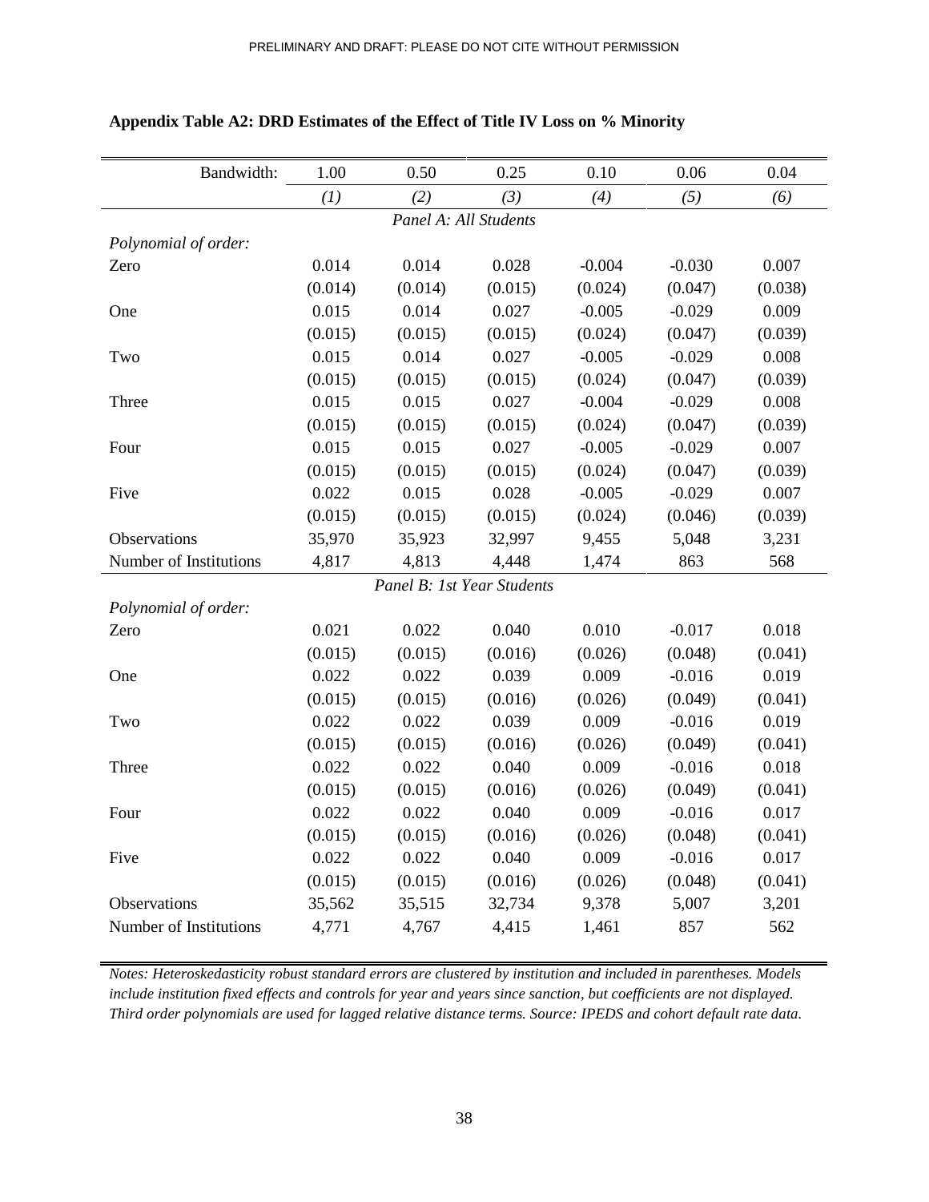**Appendix Table A2: DRD Estimates of the Effect of Title IV Loss on % Minority**

| Bandwidth: | 1.00 | 0.50 | 0.25 | 0.10 | 0.06 | 0.04 |
|---|---|---|---|---|---|---|
| | *(1)* | *(2)* | *(3)* | *(4)* | *(5)* | *(6)* |
| | | | *Panel A: All Students* | | | |
| *Polynomial of order:* | | | | | | |
| Zero | 0.014 | 0.014 | 0.028 | -0.004 | -0.030 | 0.007 |
| | (0.014) | (0.014) | (0.015) | (0.024) | (0.047) | (0.038) |
| One | 0.015 | 0.014 | 0.027 | -0.005 | -0.029 | 0.009 |
| | (0.015) | (0.015) | (0.015) | (0.024) | (0.047) | (0.039) |
| Two | 0.015 | 0.014 | 0.027 | -0.005 | -0.029 | 0.008 |
| | (0.015) | (0.015) | (0.015) | (0.024) | (0.047) | (0.039) |
| Three | 0.015 | 0.015 | 0.027 | -0.004 | -0.029 | 0.008 |
| | (0.015) | (0.015) | (0.015) | (0.024) | (0.047) | (0.039) |
| Four | 0.015 | 0.015 | 0.027 | -0.005 | -0.029 | 0.007 |
| | (0.015) | (0.015) | (0.015) | (0.024) | (0.047) | (0.039) |
| Five | 0.022 | 0.015 | 0.028 | -0.005 | -0.029 | 0.007 |
| | (0.015) | (0.015) | (0.015) | (0.024) | (0.046) | (0.039) |
| Observations | 35,970 | 35,923 | 32,997 | 9,455 | 5,048 | 3,231 |
| Number of Institutions | 4,817 | 4,813 | 4,448 | 1,474 | 863 | 568 |
| | | | *Panel B: 1st Year Students* | | | |
| *Polynomial of order:* | | | | | | |
| Zero | 0.021 | 0.022 | 0.040 | 0.010 | -0.017 | 0.018 |
| | (0.015) | (0.015) | (0.016) | (0.026) | (0.048) | (0.041) |
| One | 0.022 | 0.022 | 0.039 | 0.009 | -0.016 | 0.019 |
| | (0.015) | (0.015) | (0.016) | (0.026) | (0.049) | (0.041) |
| Two | 0.022 | 0.022 | 0.039 | 0.009 | -0.016 | 0.019 |
| | (0.015) | (0.015) | (0.016) | (0.026) | (0.049) | (0.041) |
| Three | 0.022 | 0.022 | 0.040 | 0.009 | -0.016 | 0.018 |
| | (0.015) | (0.015) | (0.016) | (0.026) | (0.049) | (0.041) |
| Four | 0.022 | 0.022 | 0.040 | 0.009 | -0.016 | 0.017 |
| | (0.015) | (0.015) | (0.016) | (0.026) | (0.048) | (0.041) |
| Five | 0.022 | 0.022 | 0.040 | 0.009 | -0.016 | 0.017 |
| | (0.015) | (0.015) | (0.016) | (0.026) | (0.048) | (0.041) |
| Observations | 35,562 | 35,515 | 32,734 | 9,378 | 5,007 | 3,201 |
| Number of Institutions | 4,771 | 4,767 | 4,415 | 1,461 | 857 | 562 |

*Notes: Heteroskedasticity robust standard errors are clustered by institution and included in parentheses. Models include institution fixed effects and controls for year and years since sanction, but coefficients are not displayed. Third order polynomials are used for lagged relative distance terms. Source: IPEDS and cohort default rate data.*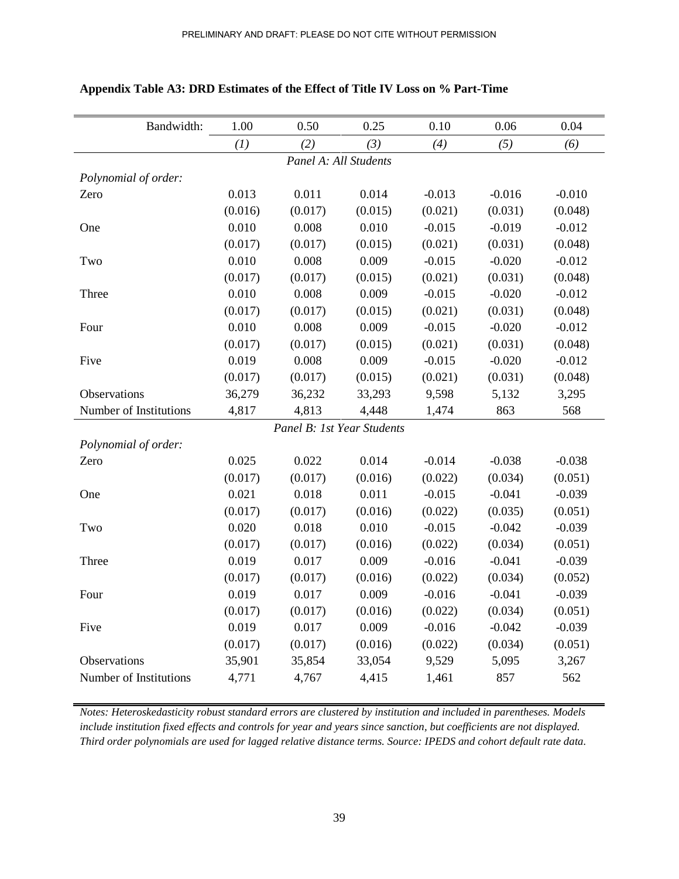**Appendix Table A3: DRD Estimates of the Effect of Title IV Loss on % Part-Time**

| Bandwidth: | 1.00 | 0.50 | 0.25 | 0.10 | 0.06 | 0.04 |
|---|---|---|---|---|---|---|
| | *(1)* | *(2)* | *(3)* | *(4)* | *(5)* | *(6)* |
| | | | *Panel A: All Students* | | | |
| *Polynomial of order:* | | | | | | |
| Zero | 0.013 | 0.011 | 0.014 | -0.013 | -0.016 | -0.010 |
| | (0.016) | (0.017) | (0.015) | (0.021) | (0.031) | (0.048) |
| One | 0.010 | 0.008 | 0.010 | -0.015 | -0.019 | -0.012 |
| | (0.017) | (0.017) | (0.015) | (0.021) | (0.031) | (0.048) |
| Two | 0.010 | 0.008 | 0.009 | -0.015 | -0.020 | -0.012 |
| | (0.017) | (0.017) | (0.015) | (0.021) | (0.031) | (0.048) |
| Three | 0.010 | 0.008 | 0.009 | -0.015 | -0.020 | -0.012 |
| | (0.017) | (0.017) | (0.015) | (0.021) | (0.031) | (0.048) |
| Four | 0.010 | 0.008 | 0.009 | -0.015 | -0.020 | -0.012 |
| | (0.017) | (0.017) | (0.015) | (0.021) | (0.031) | (0.048) |
| Five | 0.019 | 0.008 | 0.009 | -0.015 | -0.020 | -0.012 |
| | (0.017) | (0.017) | (0.015) | (0.021) | (0.031) | (0.048) |
| Observations | 36,279 | 36,232 | 33,293 | 9,598 | 5,132 | 3,295 |
| Number of Institutions | 4,817 | 4,813 | 4,448 | 1,474 | 863 | 568 |
| | | | *Panel B: 1st Year Students* | | | |
| *Polynomial of order:* | | | | | | |
| Zero | 0.025 | 0.022 | 0.014 | -0.014 | -0.038 | -0.038 |
| | (0.017) | (0.017) | (0.016) | (0.022) | (0.034) | (0.051) |
| One | 0.021 | 0.018 | 0.011 | -0.015 | -0.041 | -0.039 |
| | (0.017) | (0.017) | (0.016) | (0.022) | (0.035) | (0.051) |
| Two | 0.020 | 0.018 | 0.010 | -0.015 | -0.042 | -0.039 |
| | (0.017) | (0.017) | (0.016) | (0.022) | (0.034) | (0.051) |
| Three | 0.019 | 0.017 | 0.009 | -0.016 | -0.041 | -0.039 |
| | (0.017) | (0.017) | (0.016) | (0.022) | (0.034) | (0.052) |
| Four | 0.019 | 0.017 | 0.009 | -0.016 | -0.041 | -0.039 |
| | (0.017) | (0.017) | (0.016) | (0.022) | (0.034) | (0.051) |
| Five | 0.019 | 0.017 | 0.009 | -0.016 | -0.042 | -0.039 |
| | (0.017) | (0.017) | (0.016) | (0.022) | (0.034) | (0.051) |
| Observations | 35,901 | 35,854 | 33,054 | 9,529 | 5,095 | 3,267 |
| Number of Institutions | 4,771 | 4,767 | 4,415 | 1,461 | 857 | 562 |

*Notes: Heteroskedasticity robust standard errors are clustered by institution and included in parentheses. Models include institution fixed effects and controls for year and years since sanction, but coefficients are not displayed. Third order polynomials are used for lagged relative distance terms. Source: IPEDS and cohort default rate data.*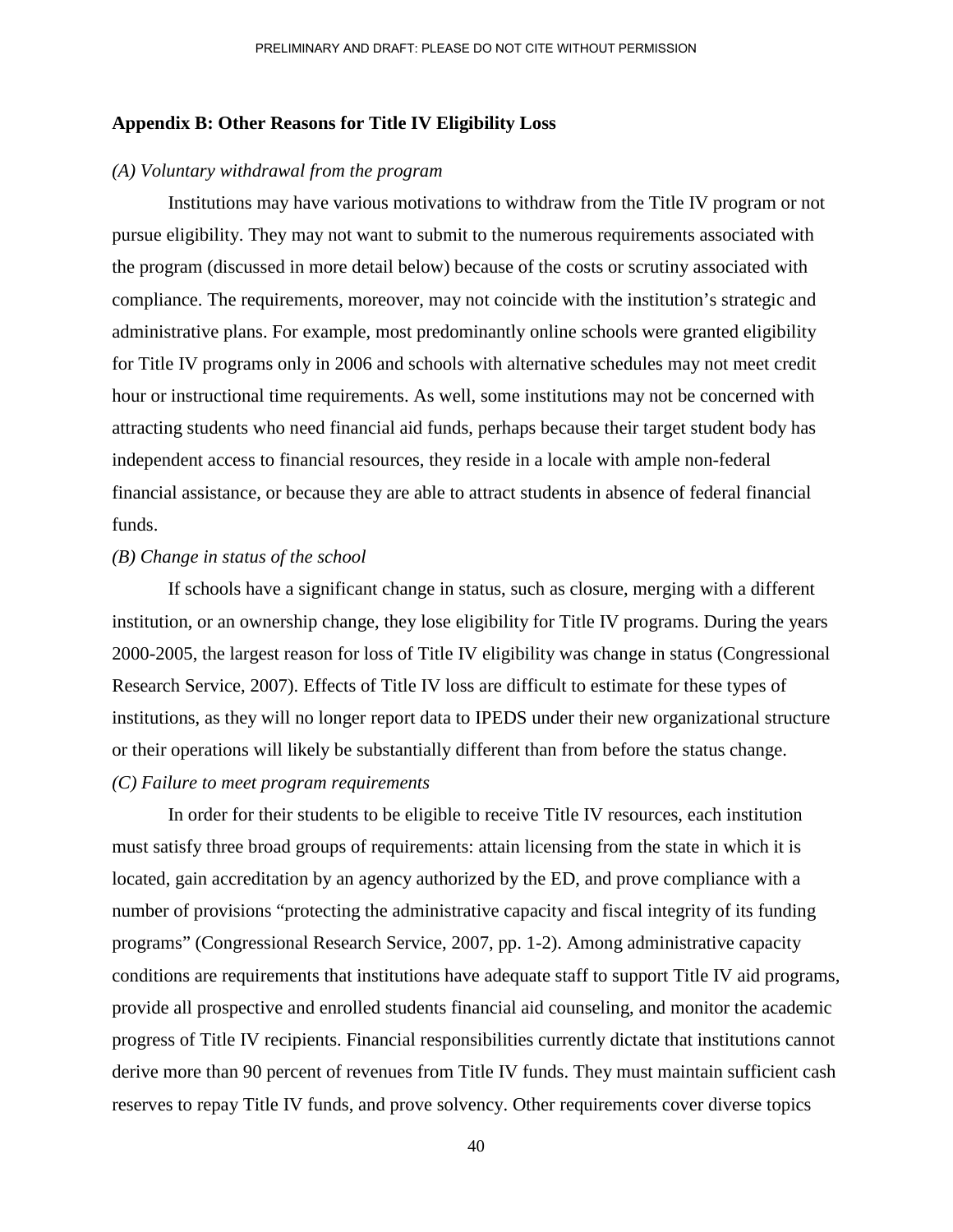## Appendix B: Other Reasons for Title IV Eligibility Loss

*(A) Voluntary withdrawal from the program*

Institutions may have various motivations to withdraw from the Title IV program or not pursue eligibility. They may not want to submit to the numerous requirements associated with the program (discussed in more detail below) because of the costs or scrutiny associated with compliance. The requirements, moreover, may not coincide with the institution's strategic and administrative plans. For example, most predominantly online schools were granted eligibility for Title IV programs only in 2006 and schools with alternative schedules may not meet credit hour or instructional time requirements. As well, some institutions may not be concerned with attracting students who need financial aid funds, perhaps because their target student body has independent access to financial resources, they reside in a locale with ample non-federal financial assistance, or because they are able to attract students in absence of federal financial funds.

*(B) Change in status of the school*

If schools have a significant change in status, such as closure, merging with a different institution, or an ownership change, they lose eligibility for Title IV programs. During the years 2000-2005, the largest reason for loss of Title IV eligibility was change in status (Congressional Research Service, 2007). Effects of Title IV loss are difficult to estimate for these types of institutions, as they will no longer report data to IPEDS under their new organizational structure or their operations will likely be substantially different than from before the status change.

*(C) Failure to meet program requirements*

In order for their students to be eligible to receive Title IV resources, each institution must satisfy three broad groups of requirements: attain licensing from the state in which it is located, gain accreditation by an agency authorized by the ED, and prove compliance with a number of provisions "protecting the administrative capacity and fiscal integrity of its funding programs" (Congressional Research Service, 2007, pp. 1-2). Among administrative capacity conditions are requirements that institutions have adequate staff to support Title IV aid programs, provide all prospective and enrolled students financial aid counseling, and monitor the academic progress of Title IV recipients. Financial responsibilities currently dictate that institutions cannot derive more than 90 percent of revenues from Title IV funds. They must maintain sufficient cash reserves to repay Title IV funds, and prove solvency. Other requirements cover diverse topics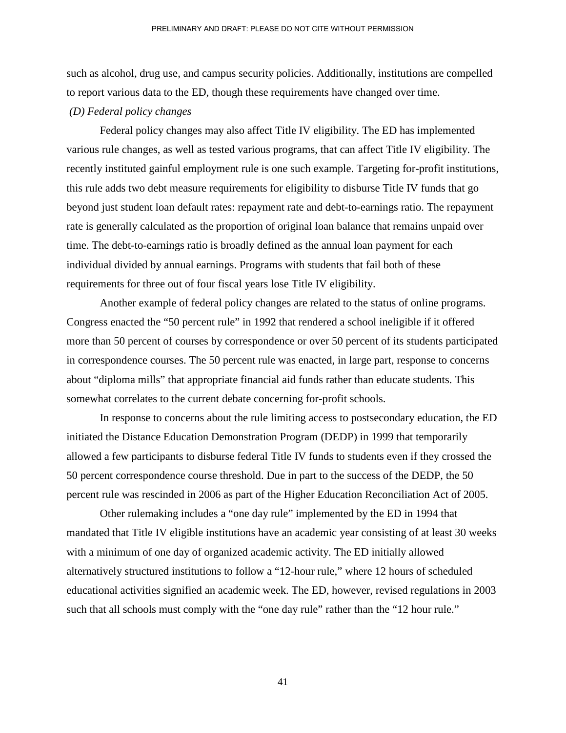such as alcohol, drug use, and campus security policies. Additionally, institutions are compelled to report various data to the ED, though these requirements have changed over time.

*(D) Federal policy changes*

Federal policy changes may also affect Title IV eligibility. The ED has implemented various rule changes, as well as tested various programs, that can affect Title IV eligibility. The recently instituted gainful employment rule is one such example. Targeting for-profit institutions, this rule adds two debt measure requirements for eligibility to disburse Title IV funds that go beyond just student loan default rates: repayment rate and debt-to-earnings ratio. The repayment rate is generally calculated as the proportion of original loan balance that remains unpaid over time. The debt-to-earnings ratio is broadly defined as the annual loan payment for each individual divided by annual earnings. Programs with students that fail both of these requirements for three out of four fiscal years lose Title IV eligibility.

Another example of federal policy changes are related to the status of online programs. Congress enacted the "50 percent rule" in 1992 that rendered a school ineligible if it offered more than 50 percent of courses by correspondence or over 50 percent of its students participated in correspondence courses. The 50 percent rule was enacted, in large part, response to concerns about "diploma mills" that appropriate financial aid funds rather than educate students. This somewhat correlates to the current debate concerning for-profit schools.

In response to concerns about the rule limiting access to postsecondary education, the ED initiated the Distance Education Demonstration Program (DEDP) in 1999 that temporarily allowed a few participants to disburse federal Title IV funds to students even if they crossed the 50 percent correspondence course threshold. Due in part to the success of the DEDP, the 50 percent rule was rescinded in 2006 as part of the Higher Education Reconciliation Act of 2005.

Other rulemaking includes a "one day rule" implemented by the ED in 1994 that mandated that Title IV eligible institutions have an academic year consisting of at least 30 weeks with a minimum of one day of organized academic activity. The ED initially allowed alternatively structured institutions to follow a "12-hour rule," where 12 hours of scheduled educational activities signified an academic week. The ED, however, revised regulations in 2003 such that all schools must comply with the "one day rule" rather than the "12 hour rule."